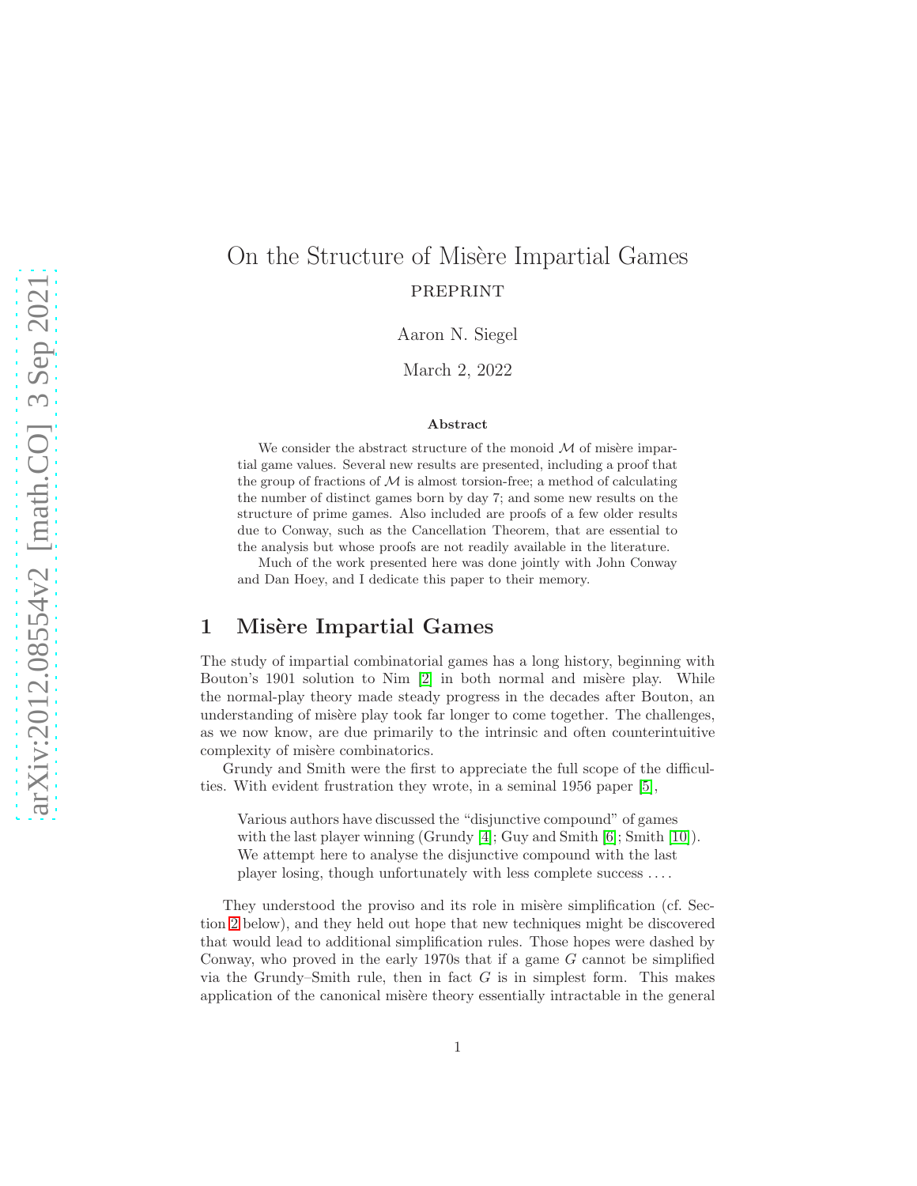# On the Structure of Misère Impartial Games

PREPRINT

Aaron N. Siegel

March 2, 2022

### Abstract

We consider the abstract structure of the monoid $\mathcal{M}$ of misère impartial game values. Several new results are presented, including a proof that the group of fractions of $\mathcal{M}$ is almost torsion-free; a method of calculating the number of distinct games born by day 7; and some new results on the structure of prime games. Also included are proofs of a few older results due to Conway, such as the Cancellation Theorem, that are essential to the analysis but whose proofs are not readily available in the literature.

Much of the work presented here was done jointly with John Conway and Dan Hoey, and I dedicate this paper to their memory.

## 1 Misère Impartial Games

The study of impartial combinatorial games has a long history, beginning with Bouton's 1901 solution to Nim [2] in both normal and misère play. While the normal-play theory made steady progress in the decades after Bouton, an understanding of misère play took far longer to come together. The challenges, as we now know, are due primarily to the intrinsic and often counterintuitive complexity of misère combinatorics.

Grundy and Smith were the first to appreciate the full scope of the difficulties. With evident frustration they wrote, in a seminal 1956 paper [5],

> Various authors have discussed the "disjunctive compound" of games with the last player winning (Grundy [4]; Guy and Smith [6]; Smith [10]). We attempt here to analyse the disjunctive compound with the last player losing, though unfortunately with less complete success . . . .

They understood the proviso and its role in misère simplification (cf. Section 2 below), and they held out hope that new techniques might be discovered that would lead to additional simplification rules. Those hopes were dashed by Conway, who proved in the early 1970s that if a game $G$ cannot be simplified via the Grundy–Smith rule, then in fact $G$ is in simplest form. This makes application of the canonical misère theory essentially intractable in the general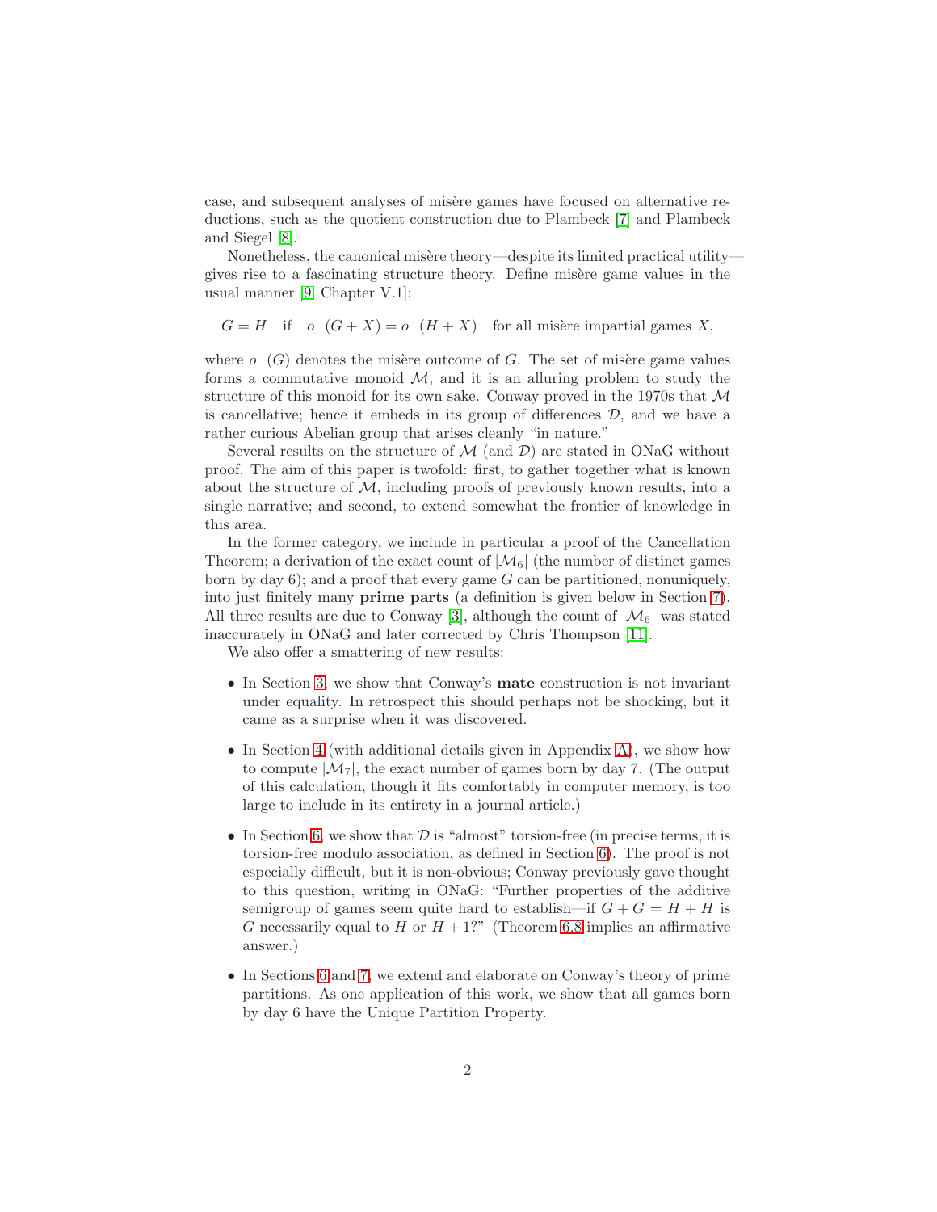case, and subsequent analyses of misère games have focused on alternative reductions, such as the quotient construction due to Plambeck [7] and Plambeck and Siegel [8].

Nonetheless, the canonical misère theory—despite its limited practical utility—gives rise to a fascinating structure theory. Define misère game values in the usual manner [9, Chapter V.1]:

$$G = H \quad \text{if} \quad o^-(G + X) = o^-(H + X) \quad \text{for all misère impartial games } X,$$

where $o^-(G)$ denotes the misère outcome of $G$. The set of misère game values forms a commutative monoid $\mathcal{M}$, and it is an alluring problem to study the structure of this monoid for its own sake. Conway proved in the 1970s that $\mathcal{M}$ is cancellative; hence it embeds in its group of differences $\mathcal{D}$, and we have a rather curious Abelian group that arises cleanly "in nature."

Several results on the structure of $\mathcal{M}$ (and $\mathcal{D}$) are stated in ONaG without proof. The aim of this paper is twofold: first, to gather together what is known about the structure of $\mathcal{M}$, including proofs of previously known results, into a single narrative; and second, to extend somewhat the frontier of knowledge in this area.

In the former category, we include in particular a proof of the Cancellation Theorem; a derivation of the exact count of $|\mathcal{M}_6|$ (the number of distinct games born by day 6); and a proof that every game $G$ can be partitioned, nonuniquely, into just finitely many **prime parts** (a definition is given below in Section 7). All three results are due to Conway [3], although the count of $|\mathcal{M}_6|$ was stated inaccurately in ONaG and later corrected by Chris Thompson [11].

We also offer a smattering of new results:

- In Section 3, we show that Conway's **mate** construction is not invariant under equality. In retrospect this should perhaps not be shocking, but it came as a surprise when it was discovered.
- In Section 4 (with additional details given in Appendix A), we show how to compute $|\mathcal{M}_7|$, the exact number of games born by day 7. (The output of this calculation, though it fits comfortably in computer memory, is too large to include in its entirety in a journal article.)
- In Section 6, we show that $\mathcal{D}$ is "almost" torsion-free (in precise terms, it is torsion-free modulo association, as defined in Section 6). The proof is not especially difficult, but it is non-obvious; Conway previously gave thought to this question, writing in ONaG: "Further properties of the additive semigroup of games seem quite hard to establish—if $G + G = H + H$ is $G$ necessarily equal to $H$ or $H + 1$?" (Theorem 6.8 implies an affirmative answer.)
- In Sections 6 and 7, we extend and elaborate on Conway's theory of prime partitions. As one application of this work, we show that all games born by day 6 have the Unique Partition Property.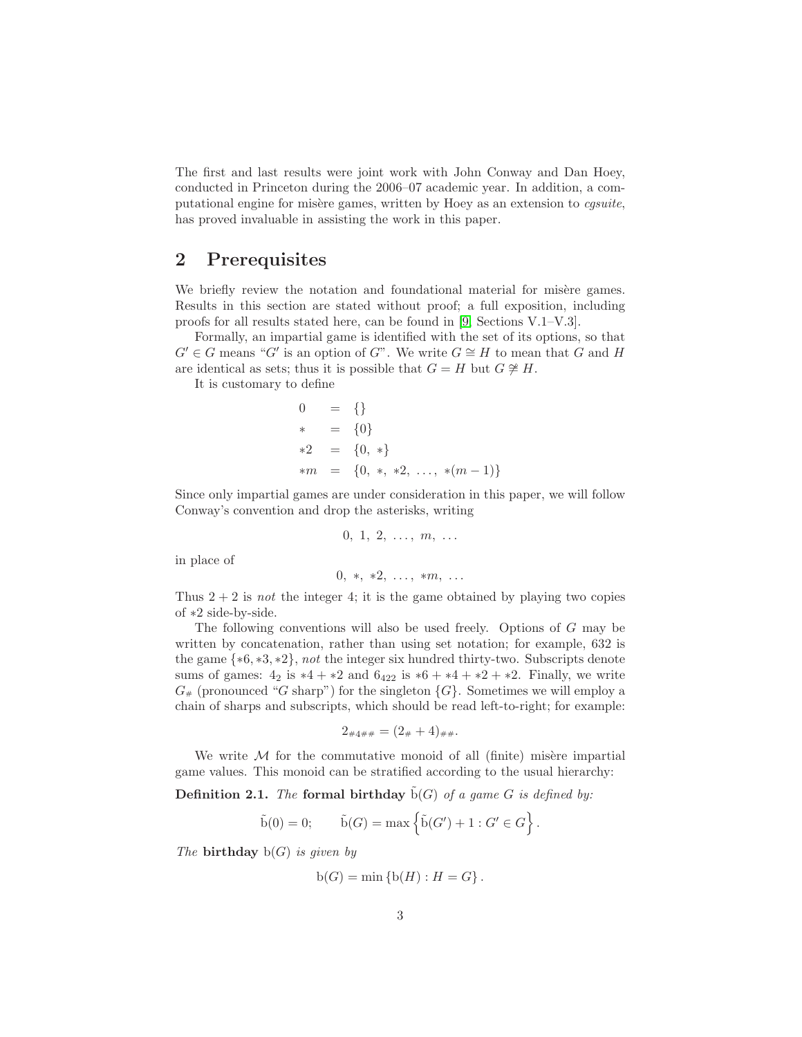The first and last results were joint work with John Conway and Dan Hoey, conducted in Princeton during the 2006–07 academic year. In addition, a computational engine for misère games, written by Hoey as an extension to *cgsuite*, has proved invaluable in assisting the work in this paper.

## 2 Prerequisites

We briefly review the notation and foundational material for misère games. Results in this section are stated without proof; a full exposition, including proofs for all results stated here, can be found in [9, Sections V.1–V.3].

Formally, an impartial game is identified with the set of its options, so that $G' \in G$ means "$G'$ is an option of $G$". We write $G \cong H$ to mean that $G$ and $H$ are identical as sets; thus it is possible that $G = H$ but $G \not\cong H$.

It is customary to define

$$
\begin{aligned}
0 &= \{\} \\
* &= \{0\} \\
*2 &= \{0,\ *\} \\
*m &= \{0,\ *,\ *2,\ \ldots,\ *(m-1)\}
\end{aligned}
$$

Since only impartial games are under consideration in this paper, we will follow Conway's convention and drop the asterisks, writing

$$0,\ 1,\ 2,\ \ldots,\ m,\ \ldots$$

in place of

$$0,\ *,\ *2,\ \ldots,\ *m,\ \ldots$$

Thus $2 + 2$ is *not* the integer 4; it is the game obtained by playing two copies of $*2$ side-by-side.

The following conventions will also be used freely. Options of $G$ may be written by concatenation, rather than using set notation; for example, 632 is the game $\{*6, *3, *2\}$, *not* the integer six hundred thirty-two. Subscripts denote sums of games: $4_2$ is $*4 + *2$ and $6_{422}$ is $*6 + *4 + *2 + *2$. Finally, we write $G_\#$ (pronounced "$G$ sharp") for the singleton $\{G\}$. Sometimes we will employ a chain of sharps and subscripts, which should be read left-to-right; for example:

$$2_{\#4\#\#} = (2_\# + 4)_{\#\#}.$$

We write $\mathcal{M}$ for the commutative monoid of all (finite) misère impartial game values. This monoid can be stratified according to the usual hierarchy:

**Definition 2.1.** *The* **formal birthday** $\tilde{\mathrm{b}}(G)$ *of a game $G$ is defined by:*

$$\tilde{\mathrm{b}}(0) = 0; \qquad \tilde{\mathrm{b}}(G) = \max\left\{\tilde{\mathrm{b}}(G') + 1 : G' \in G\right\}.$$

*The* **birthday** $\mathrm{b}(G)$ *is given by*

$$\mathrm{b}(G) = \min\left\{\mathrm{b}(H) : H = G\right\}.$$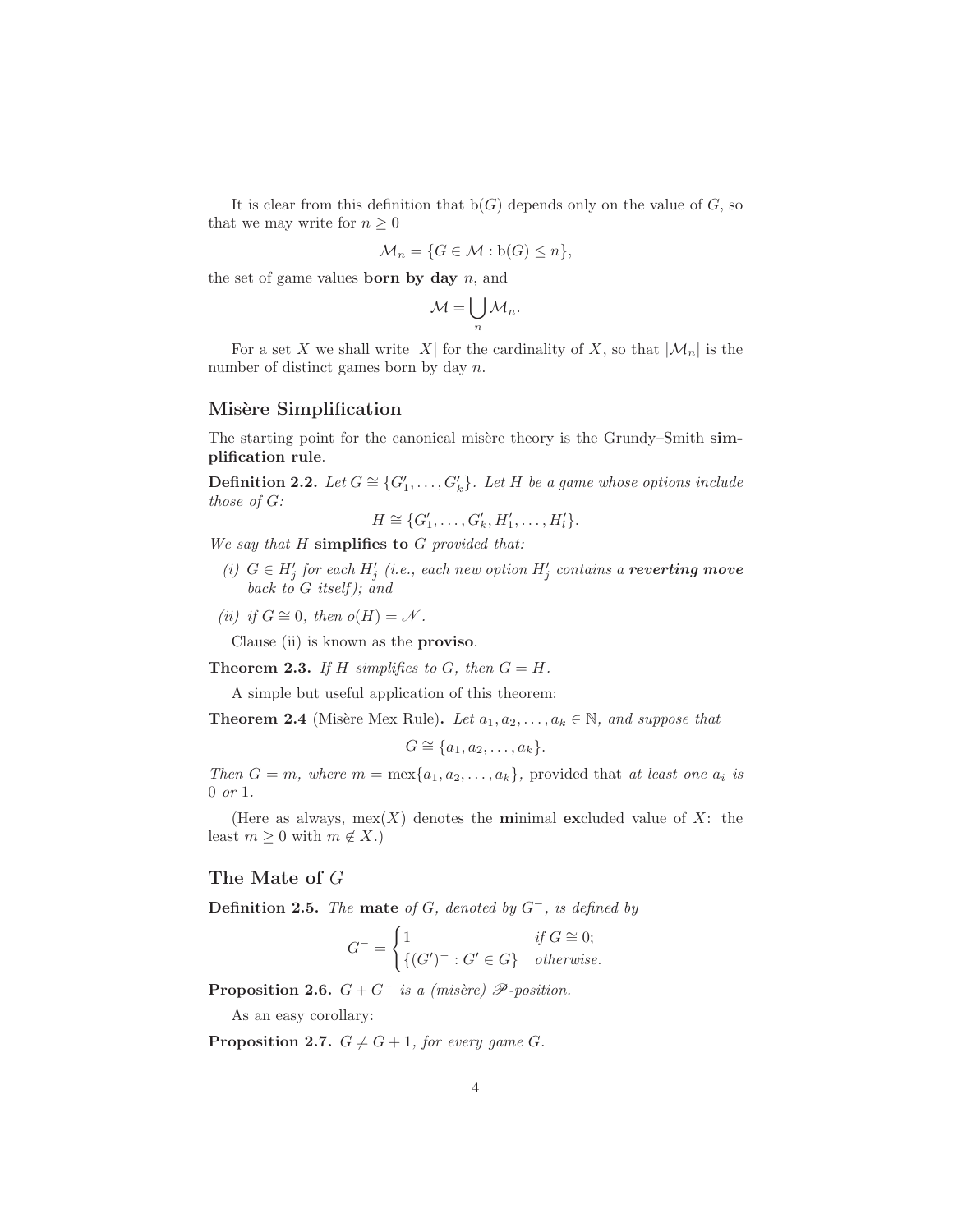It is clear from this definition that $\mathrm{b}(G)$ depends only on the value of $G$, so that we may write for $n \geq 0$

$$\mathcal{M}_n = \{G \in \mathcal{M} : \mathrm{b}(G) \leq n\},$$

the set of game values **born by day** $n$, and

$$\mathcal{M} = \bigcup_n \mathcal{M}_n.$$

For a set $X$ we shall write $|X|$ for the cardinality of $X$, so that $|\mathcal{M}_n|$ is the number of distinct games born by day $n$.

## Misère Simplification

The starting point for the canonical misère theory is the Grundy–Smith **simplification rule**.

**Definition 2.2.** *Let $G \cong \{G'_1, \ldots, G'_k\}$. Let $H$ be a game whose options include those of $G$:*

$$H \cong \{G'_1, \ldots, G'_k, H'_1, \ldots, H'_l\}.$$

*We say that $H$* **simplifies to** *$G$ provided that:*

- *(i) $G \in H'_j$ for each $H'_j$ (i.e., each new option $H'_j$ contains a **reverting move** back to $G$ itself); and*
- *(ii) if $G \cong 0$, then $o(H) = \mathscr{N}$.*

Clause (ii) is known as the **proviso**.

**Theorem 2.3.** *If $H$ simplifies to $G$, then $G = H$.*

A simple but useful application of this theorem:

**Theorem 2.4** (Misère Mex Rule)**.** *Let $a_1, a_2, \ldots, a_k \in \mathbb{N}$, and suppose that*

$$G \cong \{a_1, a_2, \ldots, a_k\}.$$

*Then $G = m$, where $m = \mathrm{mex}\{a_1, a_2, \ldots, a_k\}$,* provided that *at least one $a_i$ is $0$ or $1$.*

(Here as always, $\mathrm{mex}(X)$ denotes the **m**inimal **ex**cluded value of $X$: the least $m \geq 0$ with $m \notin X$.)

## The Mate of $G$

**Definition 2.5.** *The* **mate** *of $G$, denoted by $G^-$, is defined by*

$$G^- = \begin{cases} 1 & \text{if } G \cong 0; \\ \{(G')^- : G' \in G\} & \text{otherwise.} \end{cases}$$

**Proposition 2.6.** *$G + G^-$ is a (misère) $\mathscr{P}$-position.*

As an easy corollary:

**Proposition 2.7.** *$G \neq G + 1$, for every game $G$.*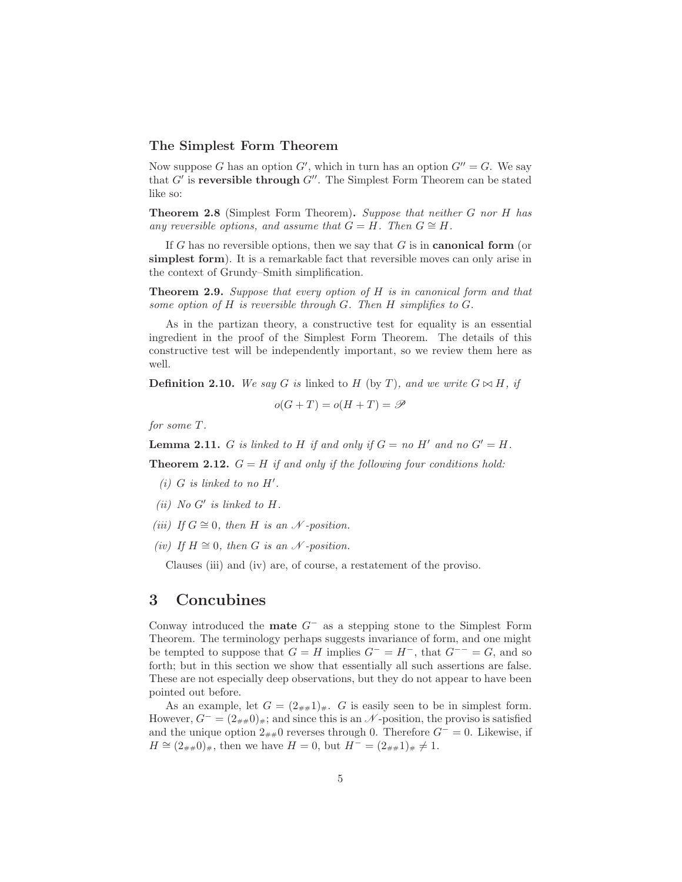### The Simplest Form Theorem

Now suppose $G$ has an option $G'$, which in turn has an option $G'' = G$. We say that $G'$ is **reversible through** $G''$. The Simplest Form Theorem can be stated like so:

**Theorem 2.8** (Simplest Form Theorem)**.** *Suppose that neither $G$ nor $H$ has any reversible options, and assume that $G = H$. Then $G \cong H$.*

If $G$ has no reversible options, then we say that $G$ is in **canonical form** (or **simplest form**). It is a remarkable fact that reversible moves can only arise in the context of Grundy–Smith simplification.

**Theorem 2.9.** *Suppose that every option of $H$ is in canonical form and that some option of $H$ is reversible through $G$. Then $H$ simplifies to $G$.*

As in the partizan theory, a constructive test for equality is an essential ingredient in the proof of the Simplest Form Theorem. The details of this constructive test will be independently important, so we review them here as well.

**Definition 2.10.** *We say $G$ is* linked to $H$ (by $T$)*, and we write $G \bowtie H$, if*

$$o(G + T) = o(H + T) = \mathscr{P}$$

*for some $T$.*

**Lemma 2.11.** *$G$ is linked to $H$ if and only if $G =$ no $H'$ and no $G' = H$.*

**Theorem 2.12.** *$G = H$ if and only if the following four conditions hold:*

*(i) $G$ is linked to no $H'$.*

*(ii) No $G'$ is linked to $H$.*

*(iii) If $G \cong 0$, then $H$ is an $\mathscr{N}$-position.*

*(iv) If $H \cong 0$, then $G$ is an $\mathscr{N}$-position.*

Clauses (iii) and (iv) are, of course, a restatement of the proviso.

## 3 Concubines

Conway introduced the **mate** $G^-$ as a stepping stone to the Simplest Form Theorem. The terminology perhaps suggests invariance of form, and one might be tempted to suppose that $G = H$ implies $G^- = H^-$, that $G^{--} = G$, and so forth; but in this section we show that essentially all such assertions are false. These are not especially deep observations, but they do not appear to have been pointed out before.

As an example, let $G = (2_{\#\#}1)_\#$. $G$ is easily seen to be in simplest form. However, $G^- = (2_{\#\#}0)_\#$; and since this is an $\mathscr{N}$-position, the proviso is satisfied and the unique option $2_{\#\#}0$ reverses through $0$. Therefore $G^- = 0$. Likewise, if $H \cong (2_{\#\#}0)_\#$, then we have $H = 0$, but $H^- = (2_{\#\#}1)_\# \neq 1$.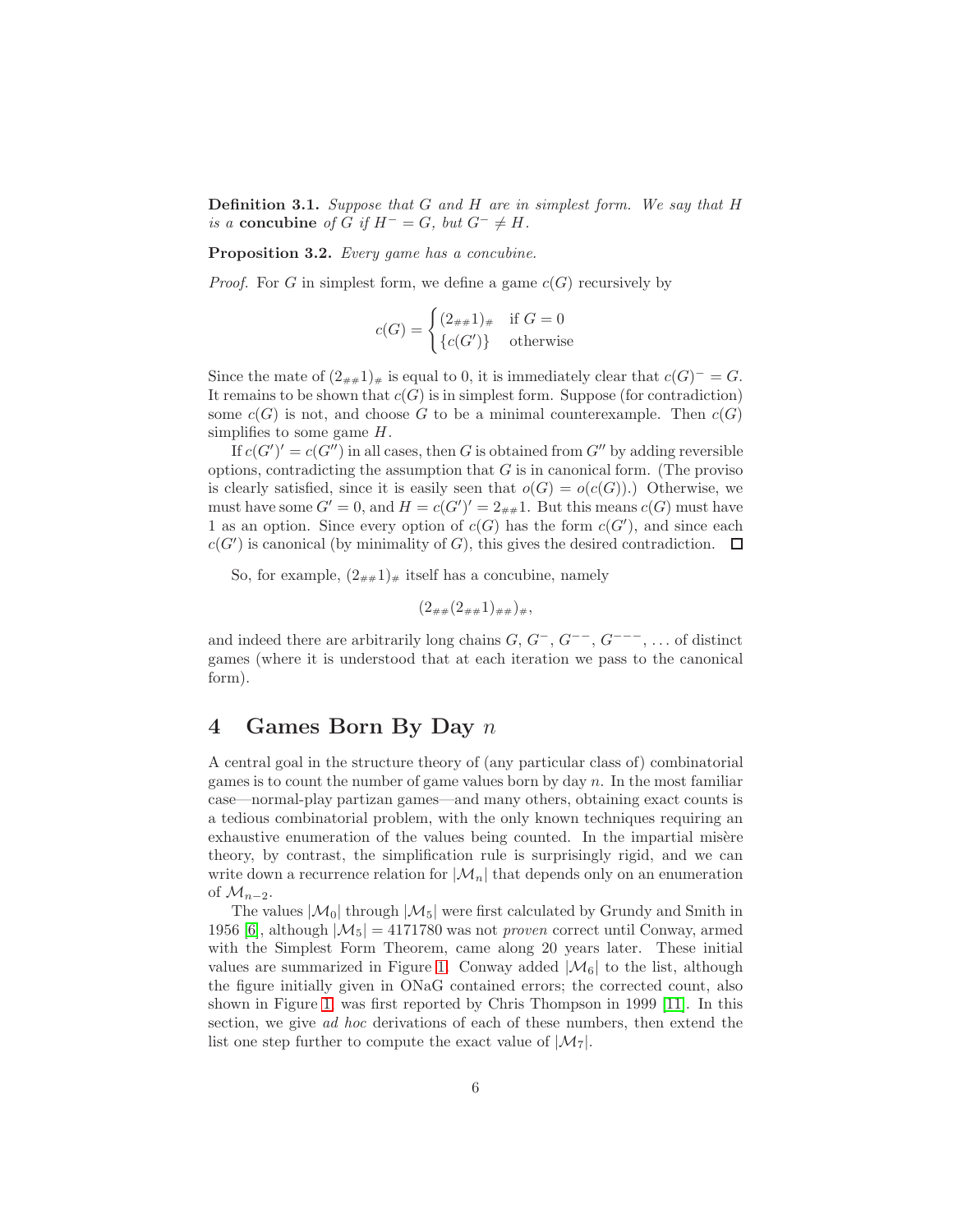**Definition 3.1.** *Suppose that $G$ and $H$ are in simplest form. We say that $H$ is a* **concubine** *of $G$ if $H^- = G$, but $G^- \neq H$.*

**Proposition 3.2.** *Every game has a concubine.*

*Proof.* For $G$ in simplest form, we define a game $c(G)$ recursively by

$$c(G) = \begin{cases} (2_{\#\#}1)_{\#} & \text{if } G = 0 \\ \{c(G')\} & \text{otherwise} \end{cases}$$

Since the mate of $(2_{\#\#}1)_{\#}$ is equal to 0, it is immediately clear that $c(G)^- = G$. It remains to be shown that $c(G)$ is in simplest form. Suppose (for contradiction) some $c(G)$ is not, and choose $G$ to be a minimal counterexample. Then $c(G)$ simplifies to some game $H$.

If $c(G)' = c(G'')$ in all cases, then $G$ is obtained from $G''$ by adding reversible options, contradicting the assumption that $G$ is in canonical form. (The proviso is clearly satisfied, since it is easily seen that $o(G) = o(c(G))$.) Otherwise, we must have some $G' = 0$, and $H = c(G')' = 2_{\#\#}1$. But this means $c(G)$ must have 1 as an option. Since every option of $c(G)$ has the form $c(G')$, and since each $c(G')$ is canonical (by minimality of $G$), this gives the desired contradiction. $\square$

So, for example, $(2_{\#\#}1)_{\#}$ itself has a concubine, namely

$$(2_{\#\#}(2_{\#\#}1)_{\#\#})_{\#},$$

and indeed there are arbitrarily long chains $G$, $G^{-}$, $G^{--}$, $G^{---}$, ... of distinct games (where it is understood that at each iteration we pass to the canonical form).

# 4 Games Born By Day $n$

A central goal in the structure theory of (any particular class of) combinatorial games is to count the number of game values born by day $n$. In the most familiar case—normal-play partizan games—and many others, obtaining exact counts is a tedious combinatorial problem, with the only known techniques requiring an exhaustive enumeration of the values being counted. In the impartial misère theory, by contrast, the simplification rule is surprisingly rigid, and we can write down a recurrence relation for $|\mathcal{M}_n|$ that depends only on an enumeration of $\mathcal{M}_{n-2}$.

The values $|\mathcal{M}_0|$ through $|\mathcal{M}_5|$ were first calculated by Grundy and Smith in 1956 [6], although $|\mathcal{M}_5| = 4171780$ was not *proven* correct until Conway, armed with the Simplest Form Theorem, came along 20 years later. These initial values are summarized in Figure 1. Conway added $|\mathcal{M}_6|$ to the list, although the figure initially given in ONaG contained errors; the corrected count, also shown in Figure 1, was first reported by Chris Thompson in 1999 [11]. In this section, we give *ad hoc* derivations of each of these numbers, then extend the list one step further to compute the exact value of $|\mathcal{M}_7|$.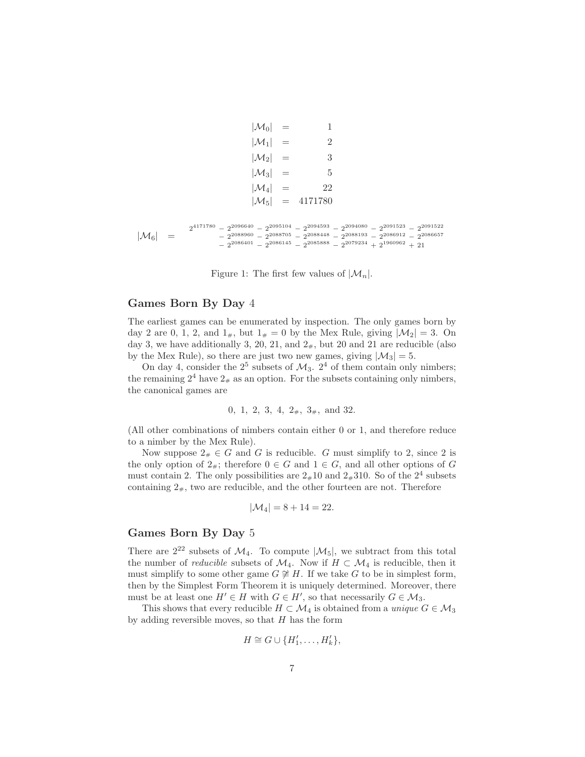$$
\begin{aligned}
|\mathcal{M}_0| &= 1 \\
|\mathcal{M}_1| &= 2 \\
|\mathcal{M}_2| &= 3 \\
|\mathcal{M}_3| &= 5 \\
|\mathcal{M}_4| &= 22 \\
|\mathcal{M}_5| &= 4171780
\end{aligned}
$$

$$
\begin{aligned}
|\mathcal{M}_6| \quad = \quad & 2^{4171780} - 2^{2096640} - 2^{2095104} - 2^{2094593} - 2^{2094080} - 2^{2091523} - 2^{2091522} \\
& - 2^{2088960} - 2^{2088705} - 2^{2088448} - 2^{2088193} - 2^{2086912} - 2^{2086657} \\
& - 2^{2086401} - 2^{2086145} - 2^{2085888} - 2^{2079234} + 2^{1960962} + 21
\end{aligned}
$$

Figure 1: The first few values of $|\mathcal{M}_n|$.

## Games Born By Day 4

The earliest games can be enumerated by inspection. The only games born by day 2 are 0, 1, 2, and $1_\#$, but $1_\# = 0$ by the Mex Rule, giving $|\mathcal{M}_2| = 3$. On day 3, we have additionally 3, 20, 21, and $2_\#$, but 20 and 21 are reducible (also by the Mex Rule), so there are just two new games, giving $|\mathcal{M}_3| = 5$.

On day 4, consider the $2^5$ subsets of $\mathcal{M}_3$. $2^4$ of them contain only nimbers; the remaining $2^4$ have $2_\#$ as an option. For the subsets containing only nimbers, the canonical games are

$$0,\ 1,\ 2,\ 3,\ 4,\ 2_\#,\ 3_\#,\ \text{and } 32.$$

(All other combinations of nimbers contain either 0 or 1, and therefore reduce to a nimber by the Mex Rule).

Now suppose $2_\# \in G$ and $G$ is reducible. $G$ must simplify to 2, since 2 is the only option of $2_\#$; therefore $0 \in G$ and $1 \in G$, and all other options of $G$ must contain 2. The only possibilities are $2_\#10$ and $2_\#310$. So of the $2^4$ subsets containing $2_\#$, two are reducible, and the other fourteen are not. Therefore

$$|\mathcal{M}_4| = 8 + 14 = 22.$$

## Games Born By Day 5

There are $2^{22}$ subsets of $\mathcal{M}_4$. To compute $|\mathcal{M}_5|$, we subtract from this total the number of *reducible* subsets of $\mathcal{M}_4$. Now if $H \subset \mathcal{M}_4$ is reducible, then it must simplify to some other game $G \not\cong H$. If we take $G$ to be in simplest form, then by the Simplest Form Theorem it is uniquely determined. Moreover, there must be at least one $H' \in H$ with $G \in H'$, so that necessarily $G \in \mathcal{M}_3$.

This shows that every reducible $H \subset \mathcal{M}_4$ is obtained from a *unique* $G \in \mathcal{M}_3$ by adding reversible moves, so that $H$ has the form

$$H \cong G \cup \{H'_1, \ldots, H'_k\},$$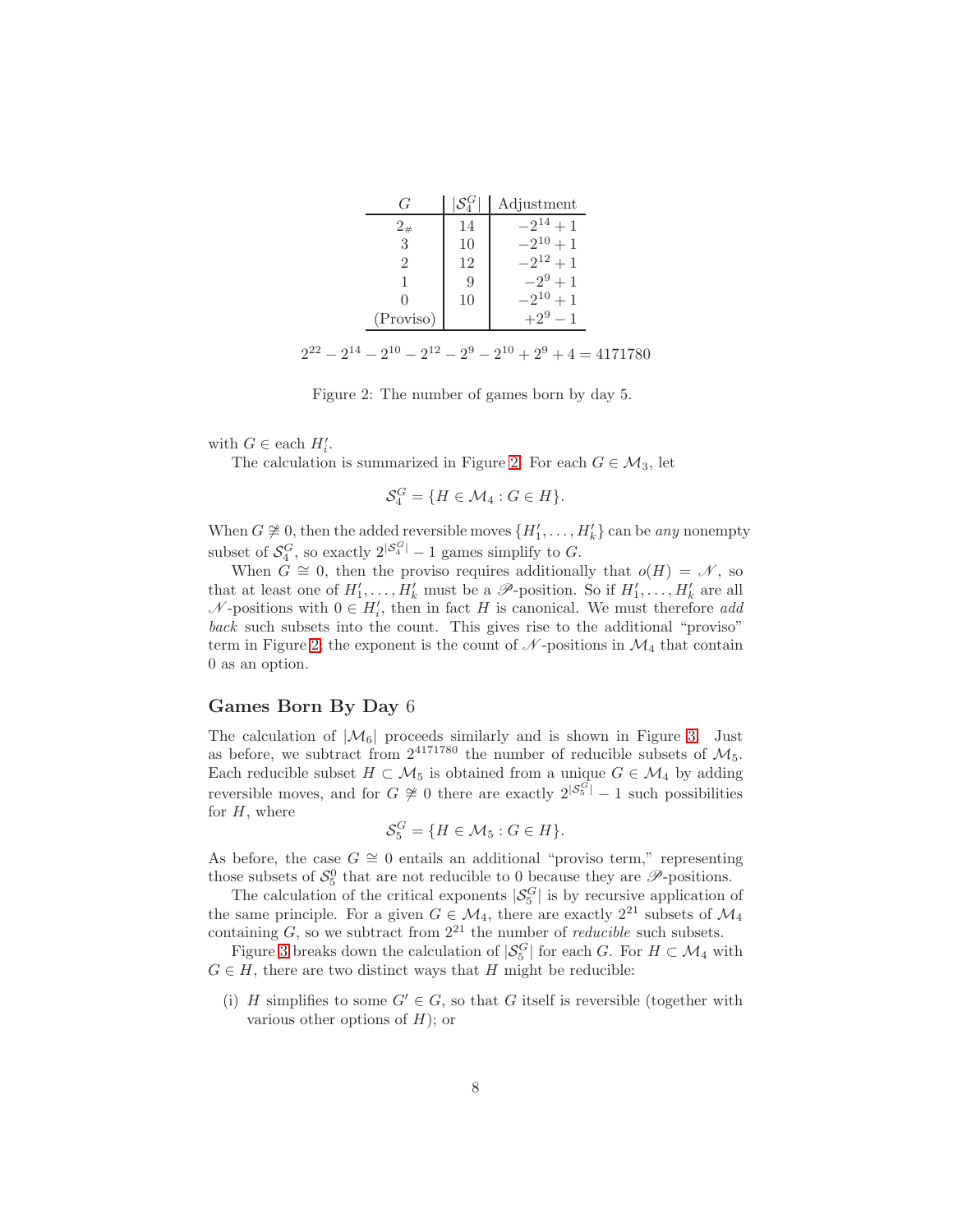| $G$ | $\lvert\mathcal{S}_4^G\rvert$ | Adjustment |
|---|---|---|
| $2_\#$ | 14 | $-2^{14}+1$ |
| 3 | 10 | $-2^{10}+1$ |
| 2 | 12 | $-2^{12}+1$ |
| 1 | 9 | $-2^{9}+1$ |
| 0 | 10 | $-2^{10}+1$ |
| (Proviso) | | $+2^{9}-1$ |

$$2^{22} - 2^{14} - 2^{10} - 2^{12} - 2^{9} - 2^{10} + 2^{9} + 4 = 4171780$$

Figure 2: The number of games born by day 5.

with $G \in$ each $H_i'$.

The calculation is summarized in Figure 2. For each $G \in \mathcal{M}_3$, let

$$\mathcal{S}_4^G = \{H \in \mathcal{M}_4 : G \in H\}.$$

When $G \not\cong 0$, then the added reversible moves $\{H_1', \ldots, H_k'\}$ can be *any* nonempty subset of $\mathcal{S}_4^G$, so exactly $2^{|\mathcal{S}_4^G|} - 1$ games simplify to $G$.

When $G \cong 0$, then the proviso requires additionally that $o(H) = \mathscr{N}$, so that at least one of $H_1', \ldots, H_k'$ must be a $\mathscr{P}$-position. So if $H_1', \ldots, H_k'$ are all $\mathscr{N}$-positions with $0 \in H_i'$, then in fact $H$ is canonical. We must therefore *add back* such subsets into the count. This gives rise to the additional "proviso" term in Figure 2; the exponent is the count of $\mathscr{N}$-positions in $\mathcal{M}_4$ that contain 0 as an option.

## Games Born By Day 6

The calculation of $|\mathcal{M}_6|$ proceeds similarly and is shown in Figure 3. Just as before, we subtract from $2^{4171780}$ the number of reducible subsets of $\mathcal{M}_5$. Each reducible subset $H \subset \mathcal{M}_5$ is obtained from a unique $G \in \mathcal{M}_4$ by adding reversible moves, and for $G \not\cong 0$ there are exactly $2^{|\mathcal{S}_5^G|} - 1$ such possibilities for $H$, where

$$\mathcal{S}_5^G = \{H \in \mathcal{M}_5 : G \in H\}.$$

As before, the case $G \cong 0$ entails an additional "proviso term," representing those subsets of $\mathcal{S}_5^0$ that are not reducible to 0 because they are $\mathscr{P}$-positions.

The calculation of the critical exponents $|\mathcal{S}_5^G|$ is by recursive application of the same principle. For a given $G \in \mathcal{M}_4$, there are exactly $2^{21}$ subsets of $\mathcal{M}_4$ containing $G$, so we subtract from $2^{21}$ the number of *reducible* such subsets.

Figure 3 breaks down the calculation of $|\mathcal{S}_5^G|$ for each $G$. For $H \subset \mathcal{M}_4$ with $G \in H$, there are two distinct ways that $H$ might be reducible:

(i) $H$ simplifies to some $G' \in G$, so that $G$ itself is reversible (together with various other options of $H$); or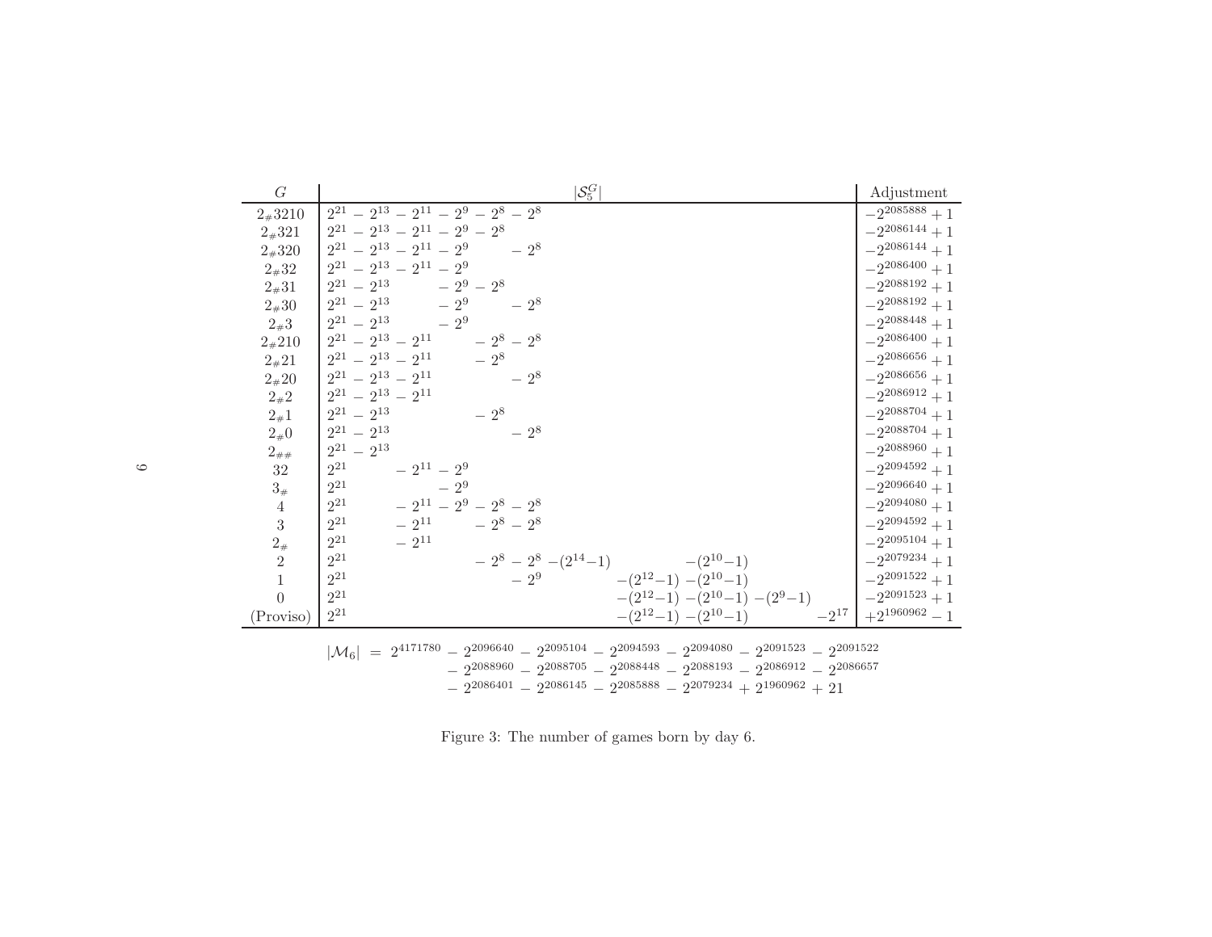| $G$ | $\lvert\mathcal{S}_5^G\rvert$ | Adjustment |
|---|---|---|
| $2_\#3210$ | $2^{21} - 2^{13} - 2^{11} - 2^{9} - 2^{8} - 2^{8}$ | $-2^{2085888}+1$ |
| $2_\#321$ | $2^{21} - 2^{13} - 2^{11} - 2^{9} - 2^{8}$ | $-2^{2086144}+1$ |
| $2_\#320$ | $2^{21} - 2^{13} - 2^{11} - 2^{9} \quad - 2^{8}$ | $-2^{2086144}+1$ |
| $2_\#32$ | $2^{21} - 2^{13} - 2^{11} - 2^{9}$ | $-2^{2086400}+1$ |
| $2_\#31$ | $2^{21} - 2^{13} \quad - 2^{9} - 2^{8}$ | $-2^{2088192}+1$ |
| $2_\#30$ | $2^{21} - 2^{13} \quad - 2^{9} \quad - 2^{8}$ | $-2^{2088192}+1$ |
| $2_\#3$ | $2^{21} - 2^{13} \quad - 2^{9}$ | $-2^{2088448}+1$ |
| $2_\#210$ | $2^{21} - 2^{13} - 2^{11} \quad - 2^{8} - 2^{8}$ | $-2^{2086400}+1$ |
| $2_\#21$ | $2^{21} - 2^{13} - 2^{11} \quad - 2^{8}$ | $-2^{2086656}+1$ |
| $2_\#20$ | $2^{21} - 2^{13} - 2^{11} \quad - 2^{8}$ | $-2^{2086656}+1$ |
| $2_\#2$ | $2^{21} - 2^{13} - 2^{11}$ | $-2^{2086912}+1$ |
| $2_\#1$ | $2^{21} - 2^{13} \quad - 2^{8}$ | $-2^{2088704}+1$ |
| $2_\#0$ | $2^{21} - 2^{13} \quad - 2^{8}$ | $-2^{2088704}+1$ |
| $2_{\#\#}$ | $2^{21} - 2^{13}$ | $-2^{2088960}+1$ |
| $32$ | $2^{21} \quad - 2^{11} - 2^{9}$ | $-2^{2094592}+1$ |
| $3_\#$ | $2^{21} \quad - 2^{9}$ | $-2^{2096640}+1$ |
| $4$ | $2^{21} \quad - 2^{11} - 2^{9} - 2^{8} - 2^{8}$ | $-2^{2094080}+1$ |
| $3$ | $2^{21} \quad - 2^{11} \quad - 2^{8} - 2^{8}$ | $-2^{2094592}+1$ |
| $2_\#$ | $2^{21} \quad - 2^{11}$ | $-2^{2095104}+1$ |
| $2$ | $2^{21} \quad - 2^{8} - 2^{8} - (2^{14}-1) \quad - (2^{10}-1)$ | $-2^{2079234}+1$ |
| $1$ | $2^{21} \quad - 2^{9} \quad - (2^{12}-1) - (2^{10}-1)$ | $-2^{2091522}+1$ |
| $0$ | $2^{21} \quad - (2^{12}-1) - (2^{10}-1) - (2^{9}-1)$ | $-2^{2091523}+1$ |
| (Proviso) | $2^{21} \quad - (2^{12}-1) - (2^{10}-1) \quad - 2^{17}$ | $+2^{1960962}-1$ |

$$
\begin{aligned}
|\mathcal{M}_6| \;=\; 2^{4171780} &- 2^{2096640} - 2^{2095104} - 2^{2094593} - 2^{2094080} - 2^{2091523} - 2^{2091522} \\
&- 2^{2088960} - 2^{2088705} - 2^{2088448} - 2^{2088193} - 2^{2086912} - 2^{2086657} \\
&- 2^{2086401} - 2^{2086145} - 2^{2085888} - 2^{2079234} + 2^{1960962} + 21
\end{aligned}
$$

Figure 3: The number of games born by day 6.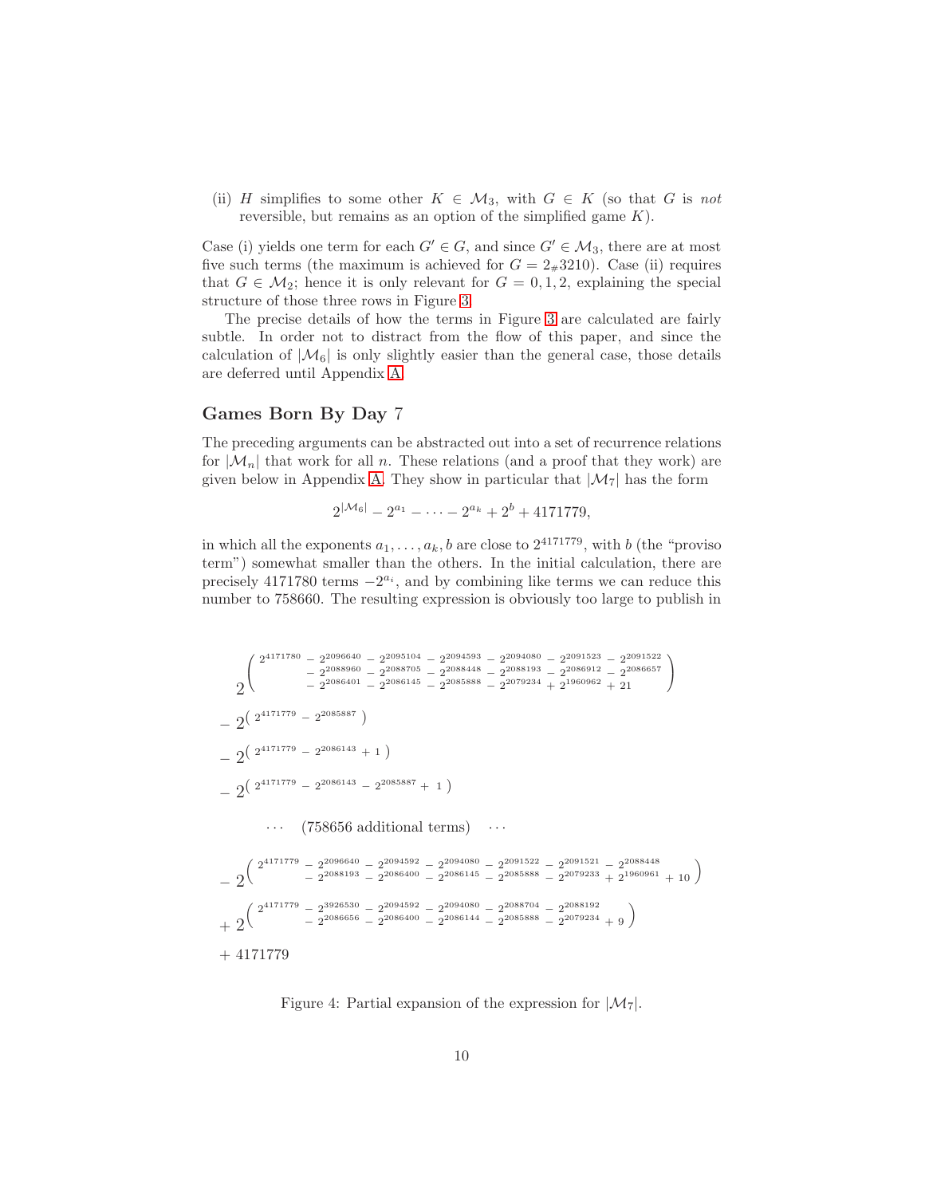(ii) $H$ simplifies to some other $K \in \mathcal{M}_3$, with $G \in K$ (so that $G$ is *not* reversible, but remains as an option of the simplified game $K$).

Case (i) yields one term for each $G' \in G$, and since $G' \in \mathcal{M}_3$, there are at most five such terms (the maximum is achieved for $G = 2_{\#}3210$). Case (ii) requires that $G \in \mathcal{M}_2$; hence it is only relevant for $G = 0, 1, 2$, explaining the special structure of those three rows in Figure 3.

The precise details of how the terms in Figure 3 are calculated are fairly subtle. In order not to distract from the flow of this paper, and since the calculation of $|\mathcal{M}_6|$ is only slightly easier than the general case, those details are deferred until Appendix A.

### Games Born By Day 7

The preceding arguments can be abstracted out into a set of recurrence relations for $|\mathcal{M}_n|$ that work for all $n$. These relations (and a proof that they work) are given below in Appendix A. They show in particular that $|\mathcal{M}_7|$ has the form

$$2^{|\mathcal{M}_6|} - 2^{a_1} - \cdots - 2^{a_k} + 2^b + 4171779,$$

in which all the exponents $a_1, \ldots, a_k, b$ are close to $2^{4171779}$, with $b$ (the "proviso term") somewhat smaller than the others. In the initial calculation, there are precisely 4171780 terms $-2^{a_i}$, and by combining like terms we can reduce this number to 758660. The resulting expression is obviously too large to publish in

$$
\begin{aligned}
& 2^{\left(\begin{array}{l} 2^{4171780} - 2^{2096640} - 2^{2095104} - 2^{2094593} - 2^{2094080} - 2^{2091523} - 2^{2091522} \\ \quad - 2^{2088960} - 2^{2088705} - 2^{2088448} - 2^{2088193} - 2^{2086912} - 2^{2086657} \\ \quad - 2^{2086401} - 2^{2086145} - 2^{2085888} - 2^{2079234} + 2^{1960962} + 21 \end{array}\right)} \\
& - 2^{\left( 2^{4171779} - 2^{2085887} \right)} \\
& - 2^{\left( 2^{4171779} - 2^{2086143} + 1 \right)} \\
& - 2^{\left( 2^{4171779} - 2^{2086143} - 2^{2085887} + 1 \right)} \\
& \qquad \cdots \quad \text{(758656 additional terms)} \quad \cdots \\
& - 2^{\left(\begin{array}{l} 2^{4171779} - 2^{2096640} - 2^{2094592} - 2^{2094080} - 2^{2091522} - 2^{2091521} - 2^{2088448} \\ \quad - 2^{2088193} - 2^{2086400} - 2^{2086145} - 2^{2085888} - 2^{2079233} + 2^{1960961} + 10 \end{array}\right)} \\
& + 2^{\left(\begin{array}{l} 2^{4171779} - 2^{3926530} - 2^{2094592} - 2^{2094080} - 2^{2088704} - 2^{2088192} \\ \quad - 2^{2086656} - 2^{2086400} - 2^{2086144} - 2^{2085888} - 2^{2079234} + 9 \end{array}\right)} \\
& + 4171779
\end{aligned}
$$

Figure 4: Partial expansion of the expression for $|\mathcal{M}_7|$.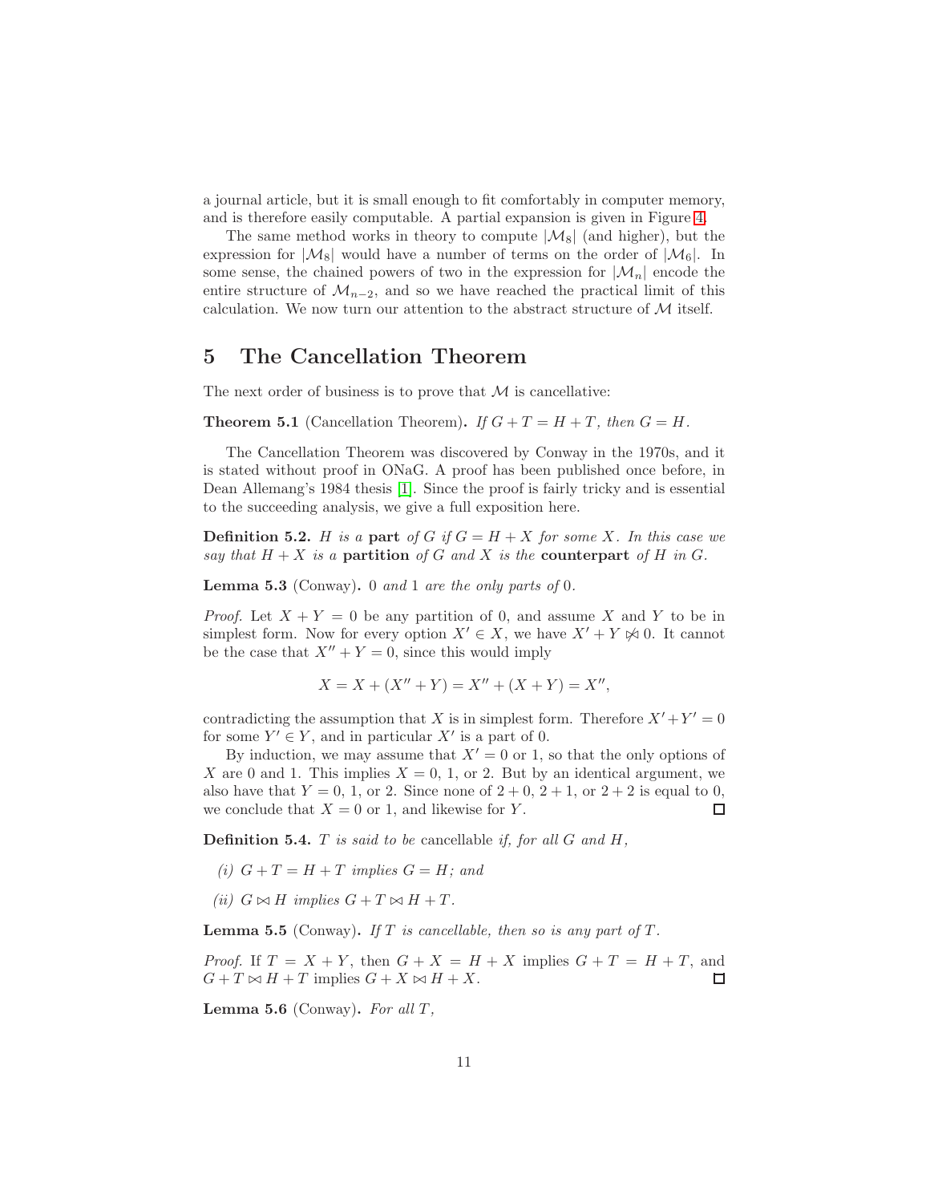a journal article, but it is small enough to fit comfortably in computer memory, and is therefore easily computable. A partial expansion is given in Figure 4.

The same method works in theory to compute $|\mathcal{M}_8|$ (and higher), but the expression for $|\mathcal{M}_8|$ would have a number of terms on the order of $|\mathcal{M}_6|$. In some sense, the chained powers of two in the expression for $|\mathcal{M}_n|$ encode the entire structure of $\mathcal{M}_{n-2}$, and so we have reached the practical limit of this calculation. We now turn our attention to the abstract structure of $\mathcal{M}$ itself.

## 5 The Cancellation Theorem

The next order of business is to prove that $\mathcal{M}$ is cancellative:

**Theorem 5.1** (Cancellation Theorem)**.** *If $G + T = H + T$, then $G = H$.*

The Cancellation Theorem was discovered by Conway in the 1970s, and it is stated without proof in ONaG. A proof has been published once before, in Dean Allemang's 1984 thesis [1]. Since the proof is fairly tricky and is essential to the succeeding analysis, we give a full exposition here.

**Definition 5.2.** *$H$ is a* **part** *of $G$ if $G = H + X$ for some $X$. In this case we say that $H + X$ is a* **partition** *of $G$ and $X$ is the* **counterpart** *of $H$ in $G$.*

**Lemma 5.3** (Conway)**.** *0 and 1 are the only parts of 0.*

*Proof.* Let $X + Y = 0$ be any partition of 0, and assume $X$ and $Y$ to be in simplest form. Now for every option $X' \in X$, we have $X' + Y \not\bowtie 0$. It cannot be the case that $X'' + Y = 0$, since this would imply

$$X = X + (X'' + Y) = X'' + (X + Y) = X'',$$

contradicting the assumption that $X$ is in simplest form. Therefore $X' + Y' = 0$ for some $Y' \in Y$, and in particular $X'$ is a part of 0.

By induction, we may assume that $X' = 0$ or 1, so that the only options of $X$ are 0 and 1. This implies $X = 0$, 1, or 2. But by an identical argument, we also have that $Y = 0$, 1, or 2. Since none of $2 + 0$, $2 + 1$, or $2 + 2$ is equal to 0, we conclude that $X = 0$ or 1, and likewise for $Y$. □

**Definition 5.4.** *$T$ is said to be* cancellable *if, for all $G$ and $H$,*

*(i) $G + T = H + T$ implies $G = H$; and*

*(ii) $G \bowtie H$ implies $G + T \bowtie H + T$.*

**Lemma 5.5** (Conway)**.** *If $T$ is cancellable, then so is any part of $T$.*

*Proof.* If $T = X + Y$, then $G + X = H + X$ implies $G + T = H + T$, and $G + T \bowtie H + T$ implies $G + X \bowtie H + X$. □

**Lemma 5.6** (Conway)**.** *For all $T$,*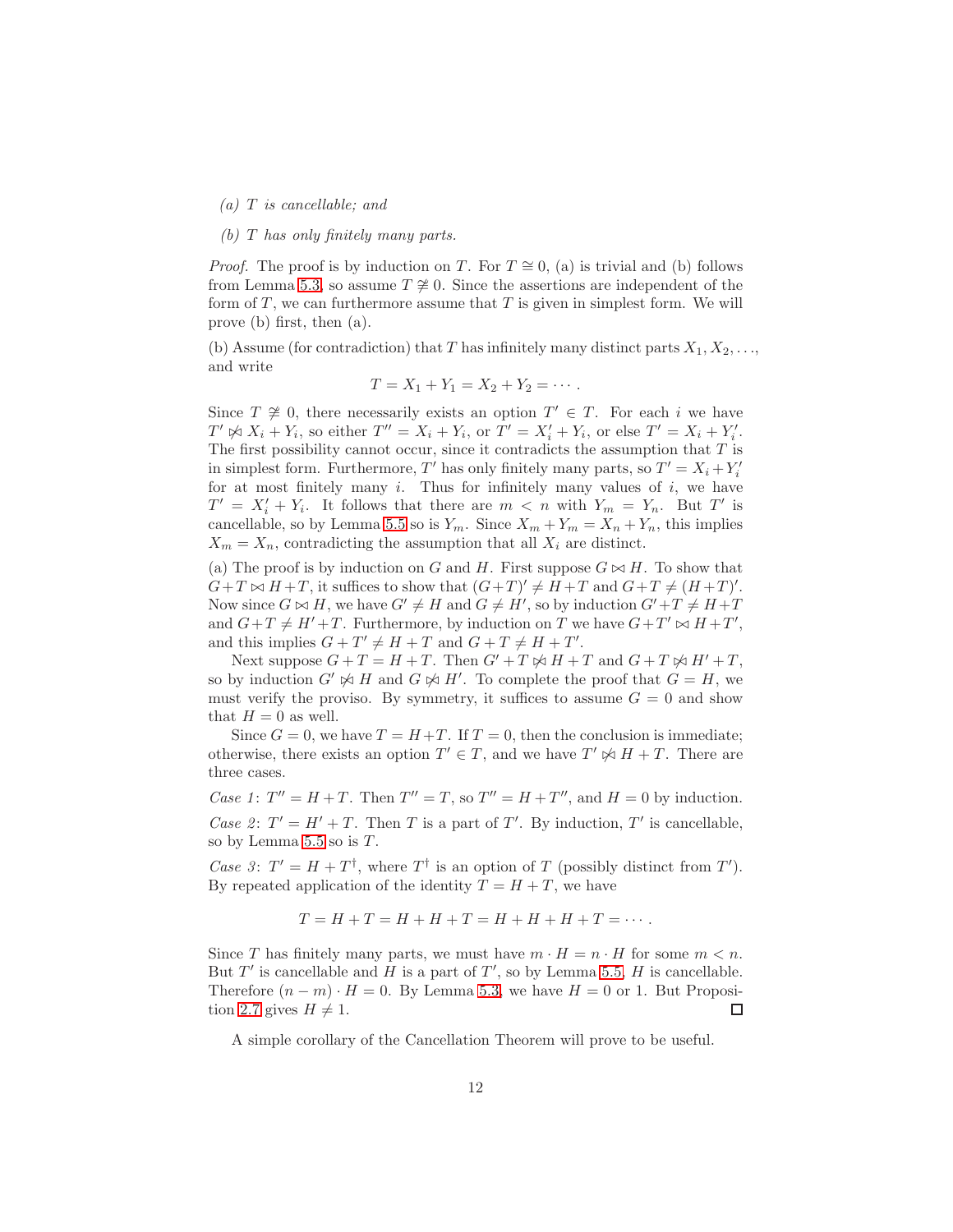*(a) $T$ is cancellable; and*

*(b) $T$ has only finitely many parts.*

*Proof.* The proof is by induction on $T$. For $T \cong 0$, (a) is trivial and (b) follows from Lemma 5.3, so assume $T \not\cong 0$. Since the assertions are independent of the form of $T$, we can furthermore assume that $T$ is given in simplest form. We will prove (b) first, then (a).

(b) Assume (for contradiction) that $T$ has infinitely many distinct parts $X_1, X_2, \ldots$, and write

$$T = X_1 + Y_1 = X_2 + Y_2 = \cdots.$$

Since $T \not\cong 0$, there necessarily exists an option $T' \in T$. For each $i$ we have $T' \not\bowtie X_i + Y_i$, so either $T'' = X_i + Y_i$, or $T' = X_i' + Y_i$, or else $T' = X_i + Y_i'$. The first possibility cannot occur, since it contradicts the assumption that $T$ is in simplest form. Furthermore, $T'$ has only finitely many parts, so $T' = X_i + Y_i'$ for at most finitely many $i$. Thus for infinitely many values of $i$, we have $T' = X_i' + Y_i$. It follows that there are $m < n$ with $Y_m = Y_n$. But $T'$ is cancellable, so by Lemma 5.5 so is $Y_m$. Since $X_m + Y_m = X_n + Y_n$, this implies $X_m = X_n$, contradicting the assumption that all $X_i$ are distinct.

(a) The proof is by induction on $G$ and $H$. First suppose $G \bowtie H$. To show that $G + T \bowtie H + T$, it suffices to show that $(G+T)' \neq H + T$ and $G + T \neq (H+T)'$. Now since $G \bowtie H$, we have $G' \neq H$ and $G \neq H'$, so by induction $G' + T \neq H + T$ and $G + T \neq H' + T$. Furthermore, by induction on $T$ we have $G + T' \bowtie H + T'$, and this implies $G + T' \neq H + T$ and $G + T \neq H + T'$.

Next suppose $G + T = H + T$. Then $G' + T \not\bowtie H + T$ and $G + T \not\bowtie H' + T$, so by induction $G' \not\bowtie H$ and $G \not\bowtie H'$. To complete the proof that $G = H$, we must verify the proviso. By symmetry, it suffices to assume $G = 0$ and show that $H = 0$ as well.

Since $G = 0$, we have $T = H + T$. If $T = 0$, then the conclusion is immediate; otherwise, there exists an option $T' \in T$, and we have $T' \not\bowtie H + T$. There are three cases.

*Case 1*: $T'' = H + T$. Then $T'' = T$, so $T'' = H + T''$, and $H = 0$ by induction.

*Case 2*: $T' = H' + T$. Then $T$ is a part of $T'$. By induction, $T'$ is cancellable, so by Lemma 5.5 so is $T$.

*Case 3*: $T' = H + T^\dagger$, where $T^\dagger$ is an option of $T$ (possibly distinct from $T'$). By repeated application of the identity $T = H + T$, we have

$$T = H + T = H + H + T = H + H + H + T = \cdots.$$

Since $T$ has finitely many parts, we must have $m \cdot H = n \cdot H$ for some $m < n$. But $T'$ is cancellable and $H$ is a part of $T'$, so by Lemma 5.5, $H$ is cancellable. Therefore $(n - m) \cdot H = 0$. By Lemma 5.3, we have $H = 0$ or $1$. But Proposition 2.7 gives $H \neq 1$. $\square$

A simple corollary of the Cancellation Theorem will prove to be useful.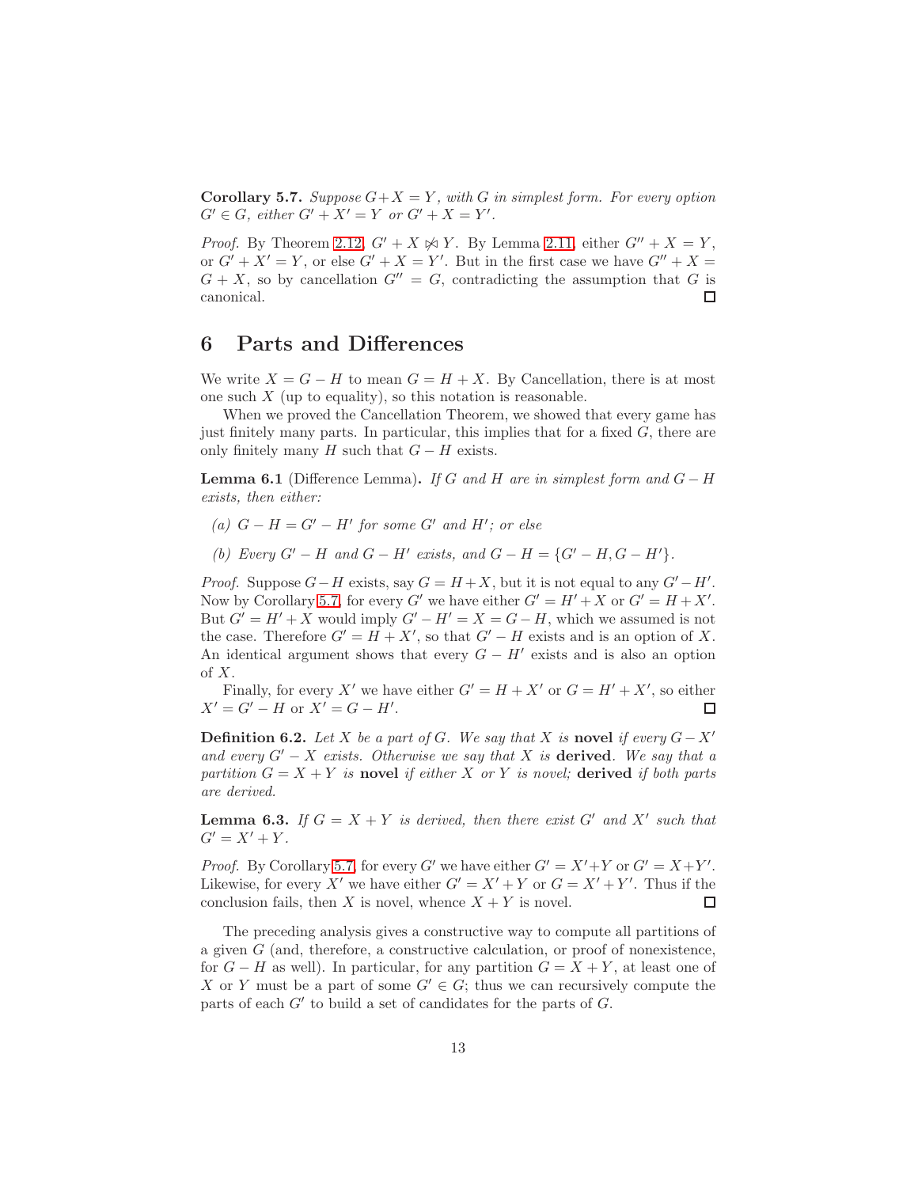**Corollary 5.7.** *Suppose $G+X=Y$, with $G$ in simplest form. For every option $G' \in G$, either $G'+X'=Y$ or $G'+X=Y'$.*

*Proof.* By Theorem 2.12, $G'+X \not\bowtie Y$. By Lemma 2.11, either $G''+X=Y$, or $G'+X'=Y$, or else $G'+X=Y'$. But in the first case we have $G''+X = G+X$, so by cancellation $G''=G$, contradicting the assumption that $G$ is canonical. □

## 6 Parts and Differences

We write $X = G - H$ to mean $G = H + X$. By Cancellation, there is at most one such $X$ (up to equality), so this notation is reasonable.

When we proved the Cancellation Theorem, we showed that every game has just finitely many parts. In particular, this implies that for a fixed $G$, there are only finitely many $H$ such that $G - H$ exists.

**Lemma 6.1** (Difference Lemma)**.** *If $G$ and $H$ are in simplest form and $G-H$ exists, then either:*

*(a) $G - H = G' - H'$ for some $G'$ and $H'$; or else*

*(b) Every $G' - H$ and $G - H'$ exists, and $G - H = \{G' - H, G - H'\}$.*

*Proof.* Suppose $G-H$ exists, say $G = H+X$, but it is not equal to any $G'-H'$. Now by Corollary 5.7, for every $G'$ we have either $G' = H'+X$ or $G' = H+X'$. But $G' = H'+X$ would imply $G'-H' = X = G-H$, which we assumed is not the case. Therefore $G' = H+X'$, so that $G'-H$ exists and is an option of $X$. An identical argument shows that every $G-H'$ exists and is also an option of $X$.

Finally, for every $X'$ we have either $G' = H+X'$ or $G = H'+X'$, so either $X' = G'-H$ or $X' = G-H'$. □

**Definition 6.2.** *Let $X$ be a part of $G$. We say that $X$ is* **novel** *if every $G-X'$ and every $G'-X$ exists. Otherwise we say that $X$ is* **derived**. *We say that a partition $G = X+Y$ is* **novel** *if either $X$ or $Y$ is novel;* **derived** *if both parts are derived.*

**Lemma 6.3.** *If $G = X+Y$ is derived, then there exist $G'$ and $X'$ such that $G' = X'+Y$.*

*Proof.* By Corollary 5.7, for every $G'$ we have either $G' = X'+Y$ or $G' = X+Y'$. Likewise, for every $X'$ we have either $G' = X'+Y$ or $G = X'+Y'$. Thus if the conclusion fails, then $X$ is novel, whence $X+Y$ is novel. □

The preceding analysis gives a constructive way to compute all partitions of a given $G$ (and, therefore, a constructive calculation, or proof of nonexistence, for $G-H$ as well). In particular, for any partition $G = X+Y$, at least one of $X$ or $Y$ must be a part of some $G' \in G$; thus we can recursively compute the parts of each $G'$ to build a set of candidates for the parts of $G$.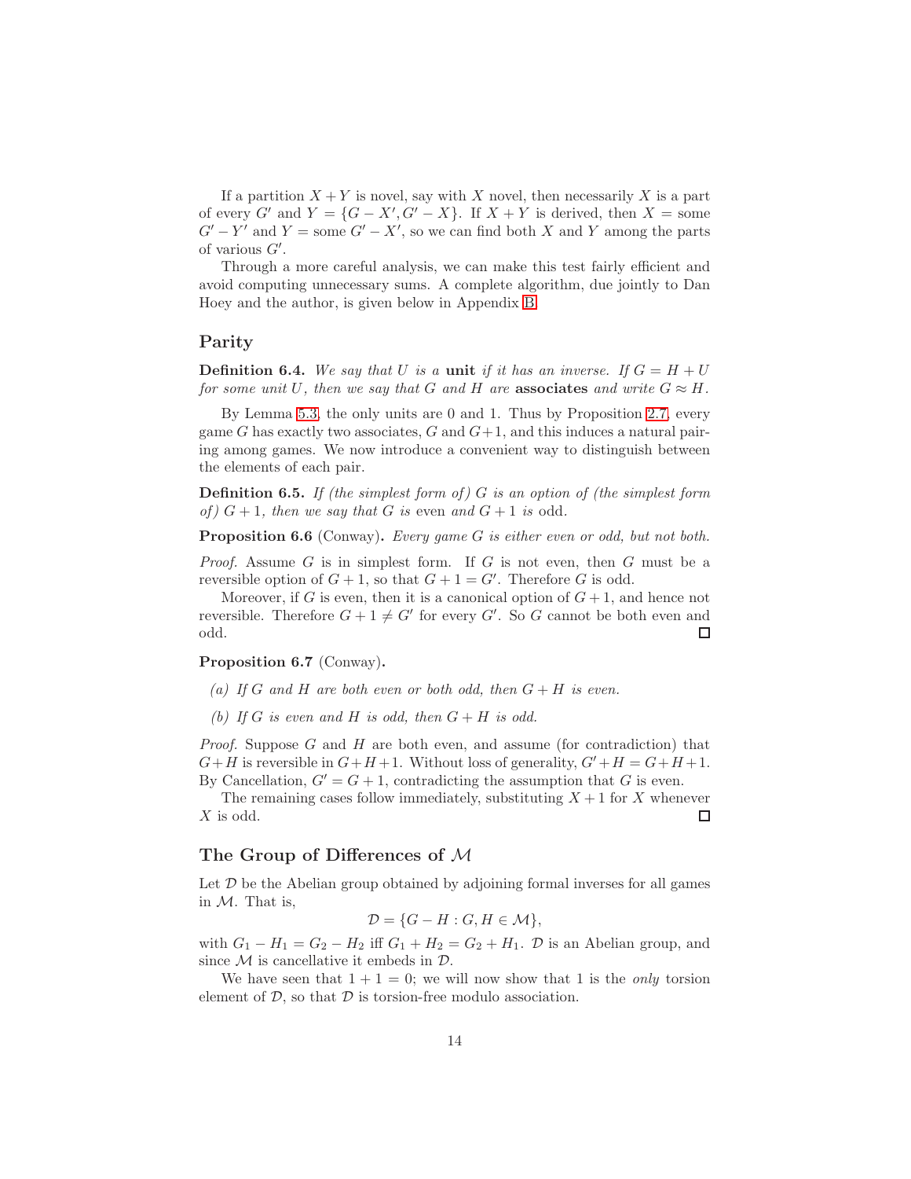If a partition $X + Y$ is novel, say with $X$ novel, then necessarily $X$ is a part of every $G'$ and $Y = \{G - X', G' - X\}$. If $X + Y$ is derived, then $X =$ some $G' - Y'$ and $Y =$ some $G' - X'$, so we can find both $X$ and $Y$ among the parts of various $G'$.

Through a more careful analysis, we can make this test fairly efficient and avoid computing unnecessary sums. A complete algorithm, due jointly to Dan Hoey and the author, is given below in Appendix B.

## Parity

**Definition 6.4.** *We say that $U$ is a* **unit** *if it has an inverse. If $G = H + U$ for some unit $U$, then we say that $G$ and $H$ are* **associates** *and write $G \approx H$.*

By Lemma 5.3, the only units are 0 and 1. Thus by Proposition 2.7, every game $G$ has exactly two associates, $G$ and $G+1$, and this induces a natural pairing among games. We now introduce a convenient way to distinguish between the elements of each pair.

**Definition 6.5.** *If (the simplest form of) $G$ is an option of (the simplest form of) $G + 1$, then we say that $G$ is* even *and $G + 1$ is* odd.

**Proposition 6.6** (Conway)**.** *Every game $G$ is either even or odd, but not both.*

*Proof.* Assume $G$ is in simplest form. If $G$ is not even, then $G$ must be a reversible option of $G + 1$, so that $G + 1 = G'$. Therefore $G$ is odd.

Moreover, if $G$ is even, then it is a canonical option of $G + 1$, and hence not reversible. Therefore $G + 1 \neq G'$ for every $G'$. So $G$ cannot be both even and odd. $\square$

**Proposition 6.7** (Conway)**.**

*(a) If $G$ and $H$ are both even or both odd, then $G + H$ is even.*

*(b) If $G$ is even and $H$ is odd, then $G + H$ is odd.*

*Proof.* Suppose $G$ and $H$ are both even, and assume (for contradiction) that $G+H$ is reversible in $G+H+1$. Without loss of generality, $G'+H = G+H+1$. By Cancellation, $G' = G + 1$, contradicting the assumption that $G$ is even.

The remaining cases follow immediately, substituting $X + 1$ for $X$ whenever $X$ is odd. $\square$

## The Group of Differences of $\mathcal{M}$

Let $\mathcal{D}$ be the Abelian group obtained by adjoining formal inverses for all games in $\mathcal{M}$. That is,

$$\mathcal{D} = \{G - H : G, H \in \mathcal{M}\},$$

with $G_1 - H_1 = G_2 - H_2$ iff $G_1 + H_2 = G_2 + H_1$. $\mathcal{D}$ is an Abelian group, and since $\mathcal{M}$ is cancellative it embeds in $\mathcal{D}$.

We have seen that $1 + 1 = 0$; we will now show that 1 is the *only* torsion element of $\mathcal{D}$, so that $\mathcal{D}$ is torsion-free modulo association.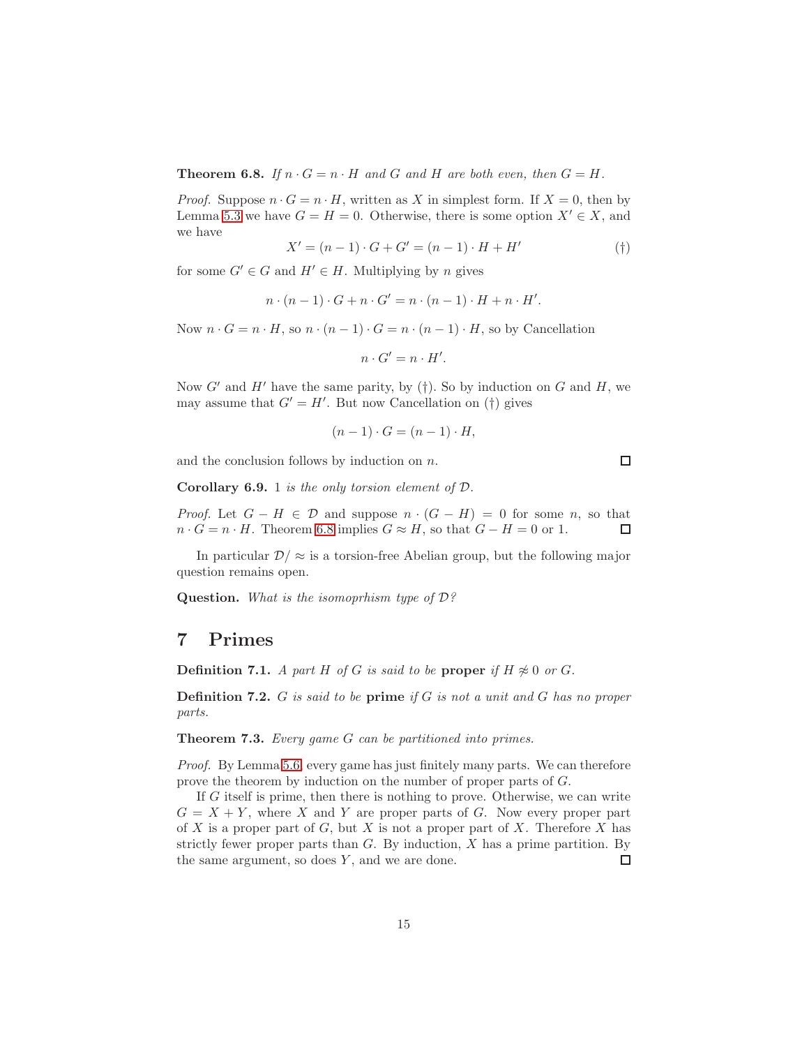**Theorem 6.8.** *If $n \cdot G = n \cdot H$ and $G$ and $H$ are both even, then $G = H$.*

*Proof.* Suppose $n \cdot G = n \cdot H$, written as $X$ in simplest form. If $X = 0$, then by Lemma 5.3 we have $G = H = 0$. Otherwise, there is some option $X' \in X$, and we have

$$X' = (n-1) \cdot G + G' = (n-1) \cdot H + H' \qquad (\dagger)$$

for some $G' \in G$ and $H' \in H$. Multiplying by $n$ gives

$$n \cdot (n-1) \cdot G + n \cdot G' = n \cdot (n-1) \cdot H + n \cdot H'.$$

Now $n \cdot G = n \cdot H$, so $n \cdot (n-1) \cdot G = n \cdot (n-1) \cdot H$, so by Cancellation

$$n \cdot G' = n \cdot H'.$$

Now $G'$ and $H'$ have the same parity, by ($\dagger$). So by induction on $G$ and $H$, we may assume that $G' = H'$. But now Cancellation on ($\dagger$) gives

$$(n-1) \cdot G = (n-1) \cdot H,$$

and the conclusion follows by induction on $n$. ☐

**Corollary 6.9.** *1 is the only torsion element of $\mathcal{D}$.*

*Proof.* Let $G - H \in \mathcal{D}$ and suppose $n \cdot (G - H) = 0$ for some $n$, so that $n \cdot G = n \cdot H$. Theorem 6.8 implies $G \approx H$, so that $G - H = 0$ or 1. ☐

In particular $\mathcal{D}/\approx$ is a torsion-free Abelian group, but the following major question remains open.

**Question.** *What is the isomoprhism type of $\mathcal{D}$?*

## 7 Primes

**Definition 7.1.** *A part $H$ of $G$ is said to be* **proper** *if $H \not\approx 0$ or $G$.*

**Definition 7.2.** *$G$ is said to be* **prime** *if $G$ is not a unit and $G$ has no proper parts.*

**Theorem 7.3.** *Every game $G$ can be partitioned into primes.*

*Proof.* By Lemma 5.6, every game has just finitely many parts. We can therefore prove the theorem by induction on the number of proper parts of $G$.

If $G$ itself is prime, then there is nothing to prove. Otherwise, we can write $G = X + Y$, where $X$ and $Y$ are proper parts of $G$. Now every proper part of $X$ is a proper part of $G$, but $X$ is not a proper part of $X$. Therefore $X$ has strictly fewer proper parts than $G$. By induction, $X$ has a prime partition. By the same argument, so does $Y$, and we are done. ☐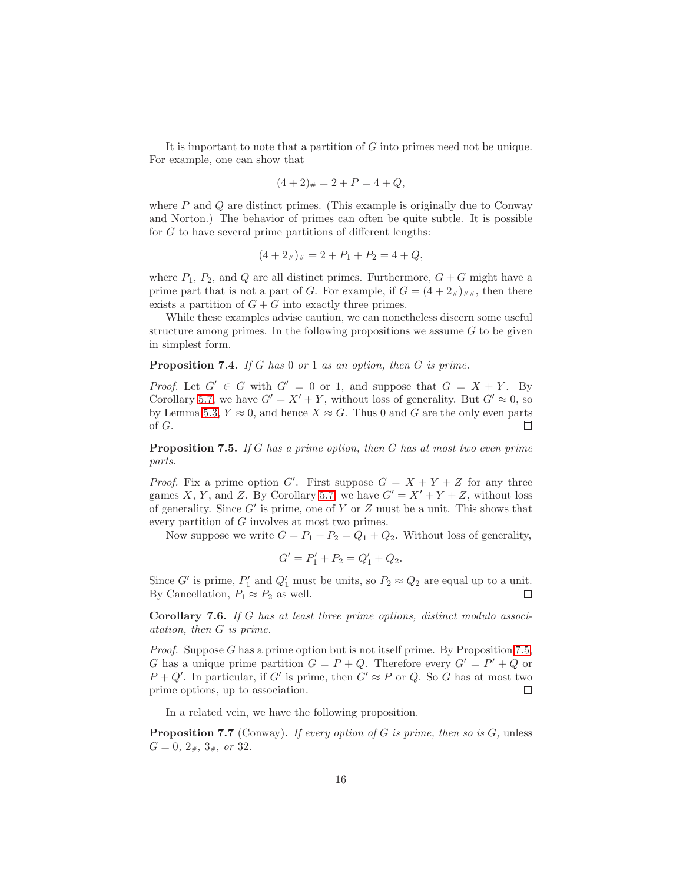It is important to note that a partition of $G$ into primes need not be unique. For example, one can show that

$$(4+2)_\# = 2 + P = 4 + Q,$$

where $P$ and $Q$ are distinct primes. (This example is originally due to Conway and Norton.) The behavior of primes can often be quite subtle. It is possible for $G$ to have several prime partitions of different lengths:

$$(4+2_\#)_\# = 2 + P_1 + P_2 = 4 + Q,$$

where $P_1$, $P_2$, and $Q$ are all distinct primes. Furthermore, $G+G$ might have a prime part that is not a part of $G$. For example, if $G = (4+2_\#)_{\#\#}$, then there exists a partition of $G+G$ into exactly three primes.

While these examples advise caution, we can nonetheless discern some useful structure among primes. In the following propositions we assume $G$ to be given in simplest form.

**Proposition 7.4.** *If $G$ has $0$ or $1$ as an option, then $G$ is prime.*

*Proof.* Let $G' \in G$ with $G' = 0$ or $1$, and suppose that $G = X + Y$. By Corollary 5.7, we have $G' = X' + Y$, without loss of generality. But $G' \approx 0$, so by Lemma 5.3, $Y \approx 0$, and hence $X \approx G$. Thus $0$ and $G$ are the only even parts of $G$. □

**Proposition 7.5.** *If $G$ has a prime option, then $G$ has at most two even prime parts.*

*Proof.* Fix a prime option $G'$. First suppose $G = X + Y + Z$ for any three games $X$, $Y$, and $Z$. By Corollary 5.7, we have $G' = X' + Y + Z$, without loss of generality. Since $G'$ is prime, one of $Y$ or $Z$ must be a unit. This shows that every partition of $G$ involves at most two primes.

Now suppose we write $G = P_1 + P_2 = Q_1 + Q_2$. Without loss of generality,

$$G' = P_1' + P_2 = Q_1' + Q_2.$$

Since $G'$ is prime, $P_1'$ and $Q_1'$ must be units, so $P_2 \approx Q_2$ are equal up to a unit. By Cancellation, $P_1 \approx P_2$ as well. □

**Corollary 7.6.** *If $G$ has at least three prime options, distinct modulo assocation, then $G$ is prime.*

*Proof.* Suppose $G$ has a prime option but is not itself prime. By Proposition 7.5, $G$ has a unique prime partition $G = P + Q$. Therefore every $G' = P' + Q$ or $P + Q'$. In particular, if $G'$ is prime, then $G' \approx P$ or $Q$. So $G$ has at most two prime options, up to association. □

In a related vein, we have the following proposition.

**Proposition 7.7** (Conway)**.** *If every option of $G$ is prime, then so is $G$, unless $G = 0$, $2_\#$, $3_\#$, or $32$.*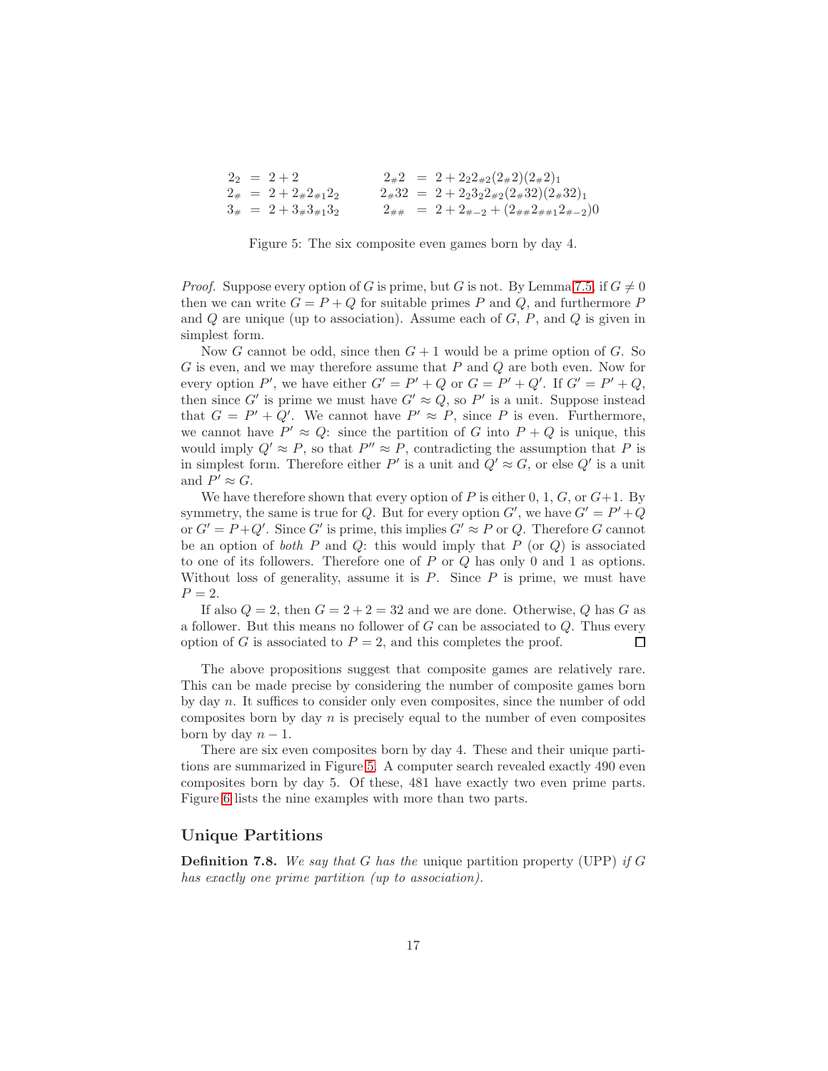$$
\begin{aligned}
2_2 &= 2+2 & \qquad 2_\#2 &= 2+2_2 2_{\#2}(2_\#2)(2_\#2)_1 \\
2_\# &= 2+2_\#2_{\#1}2_2 & \qquad 2_\#32 &= 2+2_2 3_2 2_{\#2}(2_\#32)(2_\#32)_1 \\
3_\# &= 2+3_\#3_{\#1}3_2 & \qquad 2_{\#\#} &= 2+2_{\#-2}+(2_{\#\#}2_{\#\#1}2_{\#-2})0
\end{aligned}
$$

Figure 5: The six composite even games born by day 4.

*Proof.* Suppose every option of $G$ is prime, but $G$ is not. By Lemma 7.5, if $G \neq 0$ then we can write $G = P + Q$ for suitable primes $P$ and $Q$, and furthermore $P$ and $Q$ are unique (up to association). Assume each of $G$, $P$, and $Q$ is given in simplest form.

Now $G$ cannot be odd, since then $G+1$ would be a prime option of $G$. So $G$ is even, and we may therefore assume that $P$ and $Q$ are both even. Now for every option $P'$, we have either $G' = P' + Q$ or $G = P' + Q'$. If $G' = P' + Q$, then since $G'$ is prime we must have $G' \approx Q$, so $P'$ is a unit. Suppose instead that $G = P' + Q'$. We cannot have $P' \approx P$, since $P$ is even. Furthermore, we cannot have $P' \approx Q$: since the partition of $G$ into $P + Q$ is unique, this would imply $Q' \approx P$, so that $P'' \approx P$, contradicting the assumption that $P$ is in simplest form. Therefore either $P'$ is a unit and $Q' \approx G$, or else $Q'$ is a unit and $P' \approx G$.

We have therefore shown that every option of $P$ is either 0, 1, $G$, or $G+1$. By symmetry, the same is true for $Q$. But for every option $G'$, we have $G' = P' + Q$ or $G' = P + Q'$. Since $G'$ is prime, this implies $G' \approx P$ or $Q$. Therefore $G$ cannot be an option of *both* $P$ and $Q$: this would imply that $P$ (or $Q$) is associated to one of its followers. Therefore one of $P$ or $Q$ has only 0 and 1 as options. Without loss of generality, assume it is $P$. Since $P$ is prime, we must have $P = 2$.

If also $Q = 2$, then $G = 2 + 2 = 32$ and we are done. Otherwise, $Q$ has $G$ as a follower. But this means no follower of $G$ can be associated to $Q$. Thus every option of $G$ is associated to $P = 2$, and this completes the proof. ∎

The above propositions suggest that composite games are relatively rare. This can be made precise by considering the number of composite games born by day $n$. It suffices to consider only even composites, since the number of odd composites born by day $n$ is precisely equal to the number of even composites born by day $n-1$.

There are six even composites born by day 4. These and their unique partitions are summarized in Figure 5. A computer search revealed exactly 490 even composites born by day 5. Of these, 481 have exactly two even prime parts. Figure 6 lists the nine examples with more than two parts.

## Unique Partitions

**Definition 7.8.** *We say that $G$ has the* unique partition property (UPP) *if $G$ has exactly one prime partition (up to association).*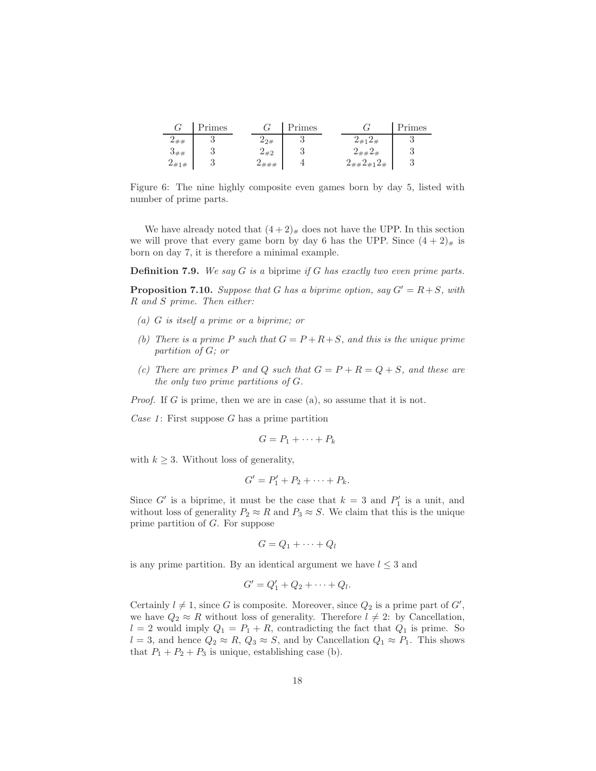| $G$ | Primes |
|---|---|
| $2_{\#\#}$ | 3 |
| $3_{\#\#}$ | 3 |
| $2_{\#1\#}$ | 3 |

| $G$ | Primes |
|---|---|
| $2_{2\#}$ | 3 |
| $2_{\#2}$ | 3 |
| $2_{\#\#\#}$ | 4 |

| $G$ | Primes |
|---|---|
| $2_{\#1}2_{\#}$ | 3 |
| $2_{\#\#}2_{\#}$ | 3 |
| $2_{\#\#}2_{\#1}2_{\#}$ | 3 |

Figure 6: The nine highly composite even games born by day 5, listed with number of prime parts.

We have already noted that $(4+2)_{\#}$ does not have the UPP. In this section we will prove that every game born by day 6 has the UPP. Since $(4+2)_{\#}$ is born on day 7, it is therefore a minimal example.

**Definition 7.9.** *We say $G$ is a* biprime *if $G$ has exactly two even prime parts.*

**Proposition 7.10.** *Suppose that $G$ has a biprime option, say $G' = R+S$, with $R$ and $S$ prime. Then either:*

*(a) $G$ is itself a prime or a biprime; or*

*(b) There is a prime $P$ such that $G = P+R+S$, and this is the unique prime partition of $G$; or*

*(c) There are primes $P$ and $Q$ such that $G = P+R = Q+S$, and these are the only two prime partitions of $G$.*

*Proof.* If $G$ is prime, then we are in case (a), so assume that it is not.

*Case 1*: First suppose $G$ has a prime partition

$$G = P_1 + \cdots + P_k$$

with $k \geq 3$. Without loss of generality,

$$G' = P_1' + P_2 + \cdots + P_k.$$

Since $G'$ is a biprime, it must be the case that $k = 3$ and $P_1'$ is a unit, and without loss of generality $P_2 \approx R$ and $P_3 \approx S$. We claim that this is the unique prime partition of $G$. For suppose

$$G = Q_1 + \cdots + Q_l$$

is any prime partition. By an identical argument we have $l \leq 3$ and

$$G' = Q_1' + Q_2 + \cdots + Q_l.$$

Certainly $l \neq 1$, since $G$ is composite. Moreover, since $Q_2$ is a prime part of $G'$, we have $Q_2 \approx R$ without loss of generality. Therefore $l \neq 2$: by Cancellation, $l = 2$ would imply $Q_1 = P_1 + R$, contradicting the fact that $Q_1$ is prime. So $l = 3$, and hence $Q_2 \approx R$, $Q_3 \approx S$, and by Cancellation $Q_1 \approx P_1$. This shows that $P_1 + P_2 + P_3$ is unique, establishing case (b).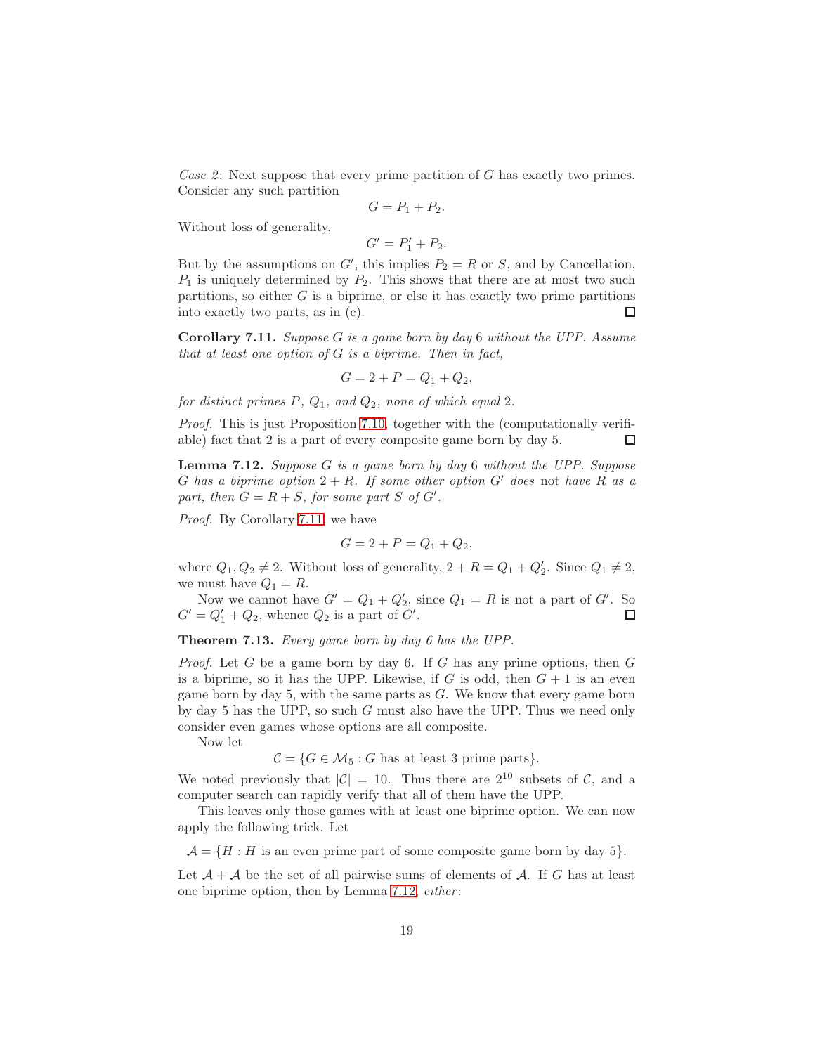*Case 2*: Next suppose that every prime partition of $G$ has exactly two primes. Consider any such partition

$$G = P_1 + P_2.$$

Without loss of generality,

$$G' = P_1' + P_2.$$

But by the assumptions on $G'$, this implies $P_2 = R$ or $S$, and by Cancellation, $P_1$ is uniquely determined by $P_2$. This shows that there are at most two such partitions, so either $G$ is a biprime, or else it has exactly two prime partitions into exactly two parts, as in (c). $\square$

**Corollary 7.11.** *Suppose $G$ is a game born by day 6 without the UPP. Assume that at least one option of $G$ is a biprime. Then in fact,*

$$G = 2 + P = Q_1 + Q_2,$$

*for distinct primes $P$, $Q_1$, and $Q_2$, none of which equal 2.*

*Proof.* This is just Proposition 7.10, together with the (computationally verifiable) fact that 2 is a part of every composite game born by day 5. $\square$

**Lemma 7.12.** *Suppose $G$ is a game born by day 6 without the UPP. Suppose $G$ has a biprime option $2 + R$. If some other option $G'$ does* not *have $R$ as a part, then $G = R + S$, for some part $S$ of $G'$.*

*Proof.* By Corollary 7.11, we have

$$G = 2 + P = Q_1 + Q_2,$$

where $Q_1, Q_2 \neq 2$. Without loss of generality, $2 + R = Q_1 + Q_2'$. Since $Q_1 \neq 2$, we must have $Q_1 = R$.

Now we cannot have $G' = Q_1 + Q_2'$, since $Q_1 = R$ is not a part of $G'$. So $G' = Q_1' + Q_2$, whence $Q_2$ is a part of $G'$. $\square$

**Theorem 7.13.** *Every game born by day 6 has the UPP.*

*Proof.* Let $G$ be a game born by day 6. If $G$ has any prime options, then $G$ is a biprime, so it has the UPP. Likewise, if $G$ is odd, then $G + 1$ is an even game born by day 5, with the same parts as $G$. We know that every game born by day 5 has the UPP, so such $G$ must also have the UPP. Thus we need only consider even games whose options are all composite.

Now let

$$\mathcal{C} = \{G \in \mathcal{M}_5 : G \text{ has at least 3 prime parts}\}.$$

We noted previously that $|\mathcal{C}| = 10$. Thus there are $2^{10}$ subsets of $\mathcal{C}$, and a computer search can rapidly verify that all of them have the UPP.

This leaves only those games with at least one biprime option. We can now apply the following trick. Let

$$\mathcal{A} = \{H : H \text{ is an even prime part of some composite game born by day 5}\}.$$

Let $\mathcal{A} + \mathcal{A}$ be the set of all pairwise sums of elements of $\mathcal{A}$. If $G$ has at least one biprime option, then by Lemma 7.12, *either*: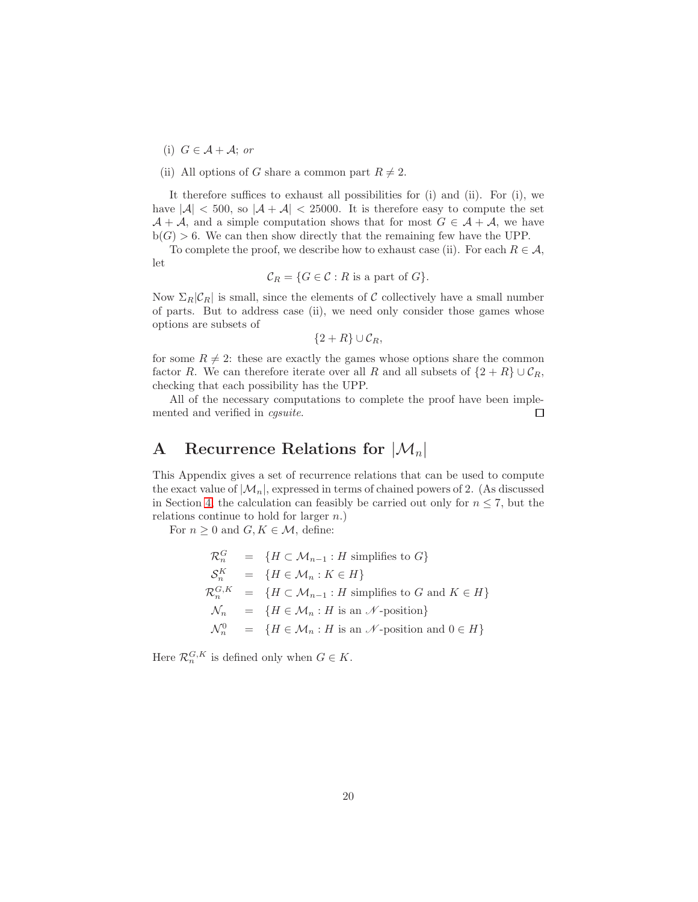(i) $G \in \mathcal{A} + \mathcal{A}$; *or*

(ii) All options of $G$ share a common part $R \neq 2$.

It therefore suffices to exhaust all possibilities for (i) and (ii). For (i), we have $|\mathcal{A}| < 500$, so $|\mathcal{A} + \mathcal{A}| < 25000$. It is therefore easy to compute the set $\mathcal{A} + \mathcal{A}$, and a simple computation shows that for most $G \in \mathcal{A} + \mathcal{A}$, we have $\mathrm{b}(G) > 6$. We can then show directly that the remaining few have the UPP.

To complete the proof, we describe how to exhaust case (ii). For each $R \in \mathcal{A}$, let

$$\mathcal{C}_R = \{G \in \mathcal{C} : R \text{ is a part of } G\}.$$

Now $\Sigma_R |\mathcal{C}_R|$ is small, since the elements of $\mathcal{C}$ collectively have a small number of parts. But to address case (ii), we need only consider those games whose options are subsets of

$$\{2 + R\} \cup \mathcal{C}_R,$$

for some $R \neq 2$: these are exactly the games whose options share the common factor $R$. We can therefore iterate over all $R$ and all subsets of $\{2 + R\} \cup \mathcal{C}_R$, checking that each possibility has the UPP.

All of the necessary computations to complete the proof have been implemented and verified in *cgsuite*. □

# A Recurrence Relations for $|\mathcal{M}_n|$

This Appendix gives a set of recurrence relations that can be used to compute the exact value of $|\mathcal{M}_n|$, expressed in terms of chained powers of 2. (As discussed in Section 4, the calculation can feasibly be carried out only for $n \leq 7$, but the relations continue to hold for larger $n$.)

For $n \geq 0$ and $G, K \in \mathcal{M}$, define:

$$\begin{aligned}
\mathcal{R}_n^G &= \{H \subset \mathcal{M}_{n-1} : H \text{ simplifies to } G\} \\
\mathcal{S}_n^K &= \{H \in \mathcal{M}_n : K \in H\} \\
\mathcal{R}_n^{G,K} &= \{H \subset \mathcal{M}_{n-1} : H \text{ simplifies to } G \text{ and } K \in H\} \\
\mathcal{N}_n &= \{H \in \mathcal{M}_n : H \text{ is an } \mathscr{N}\text{-position}\} \\
\mathcal{N}_n^0 &= \{H \in \mathcal{M}_n : H \text{ is an } \mathscr{N}\text{-position and } 0 \in H\}
\end{aligned}$$

Here $\mathcal{R}_n^{G,K}$ is defined only when $G \in K$.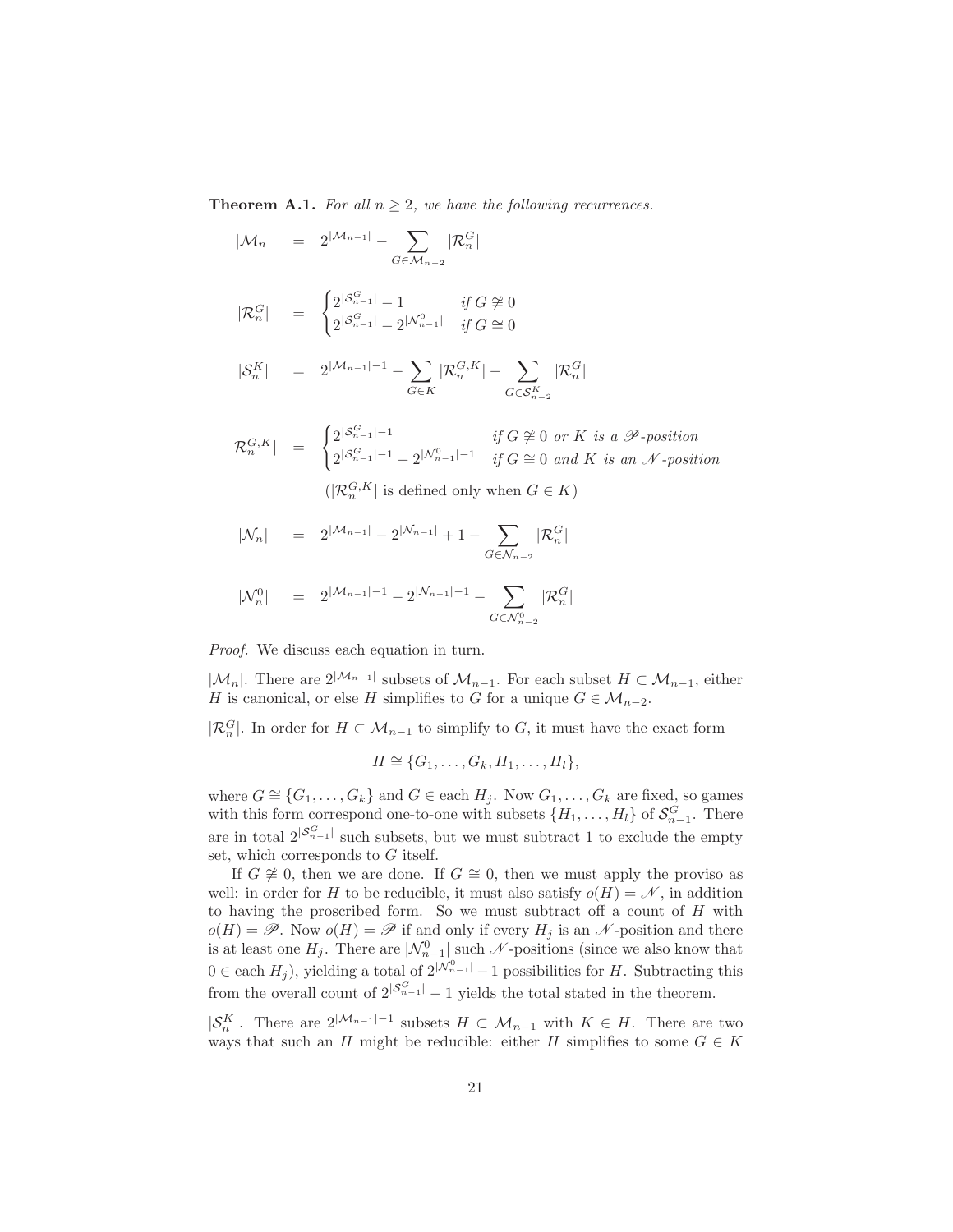**Theorem A.1.** *For all $n \geq 2$, we have the following recurrences.*

$$|\mathcal{M}_n| = 2^{|\mathcal{M}_{n-1}|} - \sum_{G \in \mathcal{M}_{n-2}} |\mathcal{R}_n^G|$$

$$|\mathcal{R}_n^G| = \begin{cases} 2^{|\mathcal{S}_{n-1}^G|} - 1 & \text{if } G \not\cong 0 \\ 2^{|\mathcal{S}_{n-1}^G|} - 2^{|\mathcal{N}_{n-1}^0|} & \text{if } G \cong 0 \end{cases}$$

$$|\mathcal{S}_n^K| = 2^{|\mathcal{M}_{n-1}|-1} - \sum_{G \in K} |\mathcal{R}_n^{G,K}| - \sum_{G \in \mathcal{S}_{n-2}^K} |\mathcal{R}_n^G|$$

$$|\mathcal{R}_n^{G,K}| = \begin{cases} 2^{|\mathcal{S}_{n-1}^G|-1} & \text{if } G \not\cong 0 \text{ or } K \text{ is a } \mathscr{P}\text{-position} \\ 2^{|\mathcal{S}_{n-1}^G|-1} - 2^{|\mathcal{N}_{n-1}^0|-1} & \text{if } G \cong 0 \text{ and } K \text{ is an } \mathscr{N}\text{-position} \end{cases}$$

($|\mathcal{R}_n^{G,K}|$ is defined only when $G \in K$)

$$|\mathcal{N}_n| = 2^{|\mathcal{M}_{n-1}|} - 2^{|\mathcal{N}_{n-1}|} + 1 - \sum_{G \in \mathcal{N}_{n-2}} |\mathcal{R}_n^G|$$

$$|\mathcal{N}_n^0| = 2^{|\mathcal{M}_{n-1}|-1} - 2^{|\mathcal{N}_{n-1}|-1} - \sum_{G \in \mathcal{N}_{n-2}^0} |\mathcal{R}_n^G|$$

*Proof.* We discuss each equation in turn.

$|\mathcal{M}_n|$. There are $2^{|\mathcal{M}_{n-1}|}$ subsets of $\mathcal{M}_{n-1}$. For each subset $H \subset \mathcal{M}_{n-1}$, either $H$ is canonical, or else $H$ simplifies to $G$ for a unique $G \in \mathcal{M}_{n-2}$.

$|\mathcal{R}_n^G|$. In order for $H \subset \mathcal{M}_{n-1}$ to simplify to $G$, it must have the exact form

$$H \cong \{G_1, \ldots, G_k, H_1, \ldots, H_l\},$$

where $G \cong \{G_1, \ldots, G_k\}$ and $G \in$ each $H_j$. Now $G_1, \ldots, G_k$ are fixed, so games with this form correspond one-to-one with subsets $\{H_1, \ldots, H_l\}$ of $\mathcal{S}_{n-1}^G$. There are in total $2^{|\mathcal{S}_{n-1}^G|}$ such subsets, but we must subtract 1 to exclude the empty set, which corresponds to $G$ itself.

If $G \not\cong 0$, then we are done. If $G \cong 0$, then we must apply the proviso as well: in order for $H$ to be reducible, it must also satisfy $o(H) = \mathscr{N}$, in addition to having the proscribed form. So we must subtract off a count of $H$ with $o(H) = \mathscr{P}$. Now $o(H) = \mathscr{P}$ if and only if every $H_j$ is an $\mathscr{N}$-position and there is at least one $H_j$. There are $|\mathcal{N}_{n-1}^0|$ such $\mathscr{N}$-positions (since we also know that $0 \in$ each $H_j$), yielding a total of $2^{|\mathcal{N}_{n-1}^0|} - 1$ possibilities for $H$. Subtracting this from the overall count of $2^{|\mathcal{S}_{n-1}^G|} - 1$ yields the total stated in the theorem.

$|\mathcal{S}_n^K|$. There are $2^{|\mathcal{M}_{n-1}|-1}$ subsets $H \subset \mathcal{M}_{n-1}$ with $K \in H$. There are two ways that such an $H$ might be reducible: either $H$ simplifies to some $G \in K$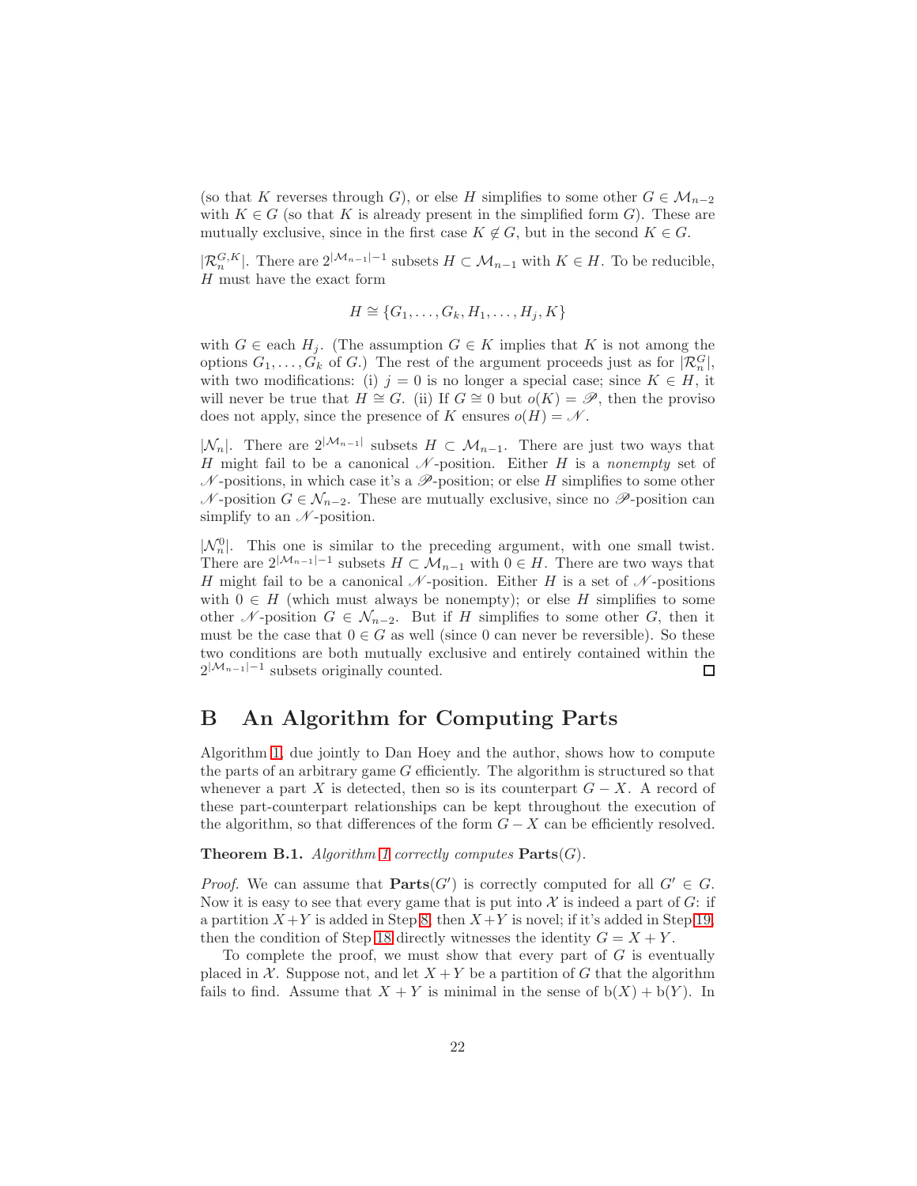(so that $K$ reverses through $G$), or else $H$ simplifies to some other $G \in \mathcal{M}_{n-2}$ with $K \in G$ (so that $K$ is already present in the simplified form $G$). These are mutually exclusive, since in the first case $K \notin G$, but in the second $K \in G$.

$|\mathcal{R}_n^{G,K}|$. There are $2^{|\mathcal{M}_{n-1}|-1}$ subsets $H \subset \mathcal{M}_{n-1}$ with $K \in H$. To be reducible, $H$ must have the exact form

$$H \cong \{G_1, \ldots, G_k, H_1, \ldots, H_j, K\}$$

with $G \in$ each $H_j$. (The assumption $G \in K$ implies that $K$ is not among the options $G_1, \ldots, G_k$ of $G$.) The rest of the argument proceeds just as for $|\mathcal{R}_n^G|$, with two modifications: (i) $j = 0$ is no longer a special case; since $K \in H$, it will never be true that $H \cong G$. (ii) If $G \cong 0$ but $o(K) = \mathscr{P}$, then the proviso does not apply, since the presence of $K$ ensures $o(H) = \mathscr{N}$.

$|\mathcal{N}_n|$. There are $2^{|\mathcal{M}_{n-1}|}$ subsets $H \subset \mathcal{M}_{n-1}$. There are just two ways that $H$ might fail to be a canonical $\mathscr{N}$-position. Either $H$ is a *nonempty* set of $\mathscr{N}$-positions, in which case it's a $\mathscr{P}$-position; or else $H$ simplifies to some other $\mathscr{N}$-position $G \in \mathcal{N}_{n-2}$. These are mutually exclusive, since no $\mathscr{P}$-position can simplify to an $\mathscr{N}$-position.

$|\mathcal{N}_n^0|$. This one is similar to the preceding argument, with one small twist. There are $2^{|\mathcal{M}_{n-1}|-1}$ subsets $H \subset \mathcal{M}_{n-1}$ with $0 \in H$. There are two ways that $H$ might fail to be a canonical $\mathscr{N}$-position. Either $H$ is a set of $\mathscr{N}$-positions with $0 \in H$ (which must always be nonempty); or else $H$ simplifies to some other $\mathscr{N}$-position $G \in \mathcal{N}_{n-2}$. But if $H$ simplifies to some other $G$, then it must be the case that $0 \in G$ as well (since 0 can never be reversible). So these two conditions are both mutually exclusive and entirely contained within the $2^{|\mathcal{M}_{n-1}|-1}$ subsets originally counted. □

## B An Algorithm for Computing Parts

Algorithm 1, due jointly to Dan Hoey and the author, shows how to compute the parts of an arbitrary game $G$ efficiently. The algorithm is structured so that whenever a part $X$ is detected, then so is its counterpart $G - X$. A record of these part-counterpart relationships can be kept throughout the execution of the algorithm, so that differences of the form $G - X$ can be efficiently resolved.

**Theorem B.1.** *Algorithm 1 correctly computes* **Parts**$(G)$.

*Proof.* We can assume that **Parts**$(G')$ is correctly computed for all $G' \in G$. Now it is easy to see that every game that is put into $\mathcal{X}$ is indeed a part of $G$: if a partition $X + Y$ is added in Step 8, then $X + Y$ is novel; if it's added in Step 19, then the condition of Step 18 directly witnesses the identity $G = X + Y$.

To complete the proof, we must show that every part of $G$ is eventually placed in $\mathcal{X}$. Suppose not, and let $X + Y$ be a partition of $G$ that the algorithm fails to find. Assume that $X + Y$ is minimal in the sense of $\mathrm{b}(X) + \mathrm{b}(Y)$. In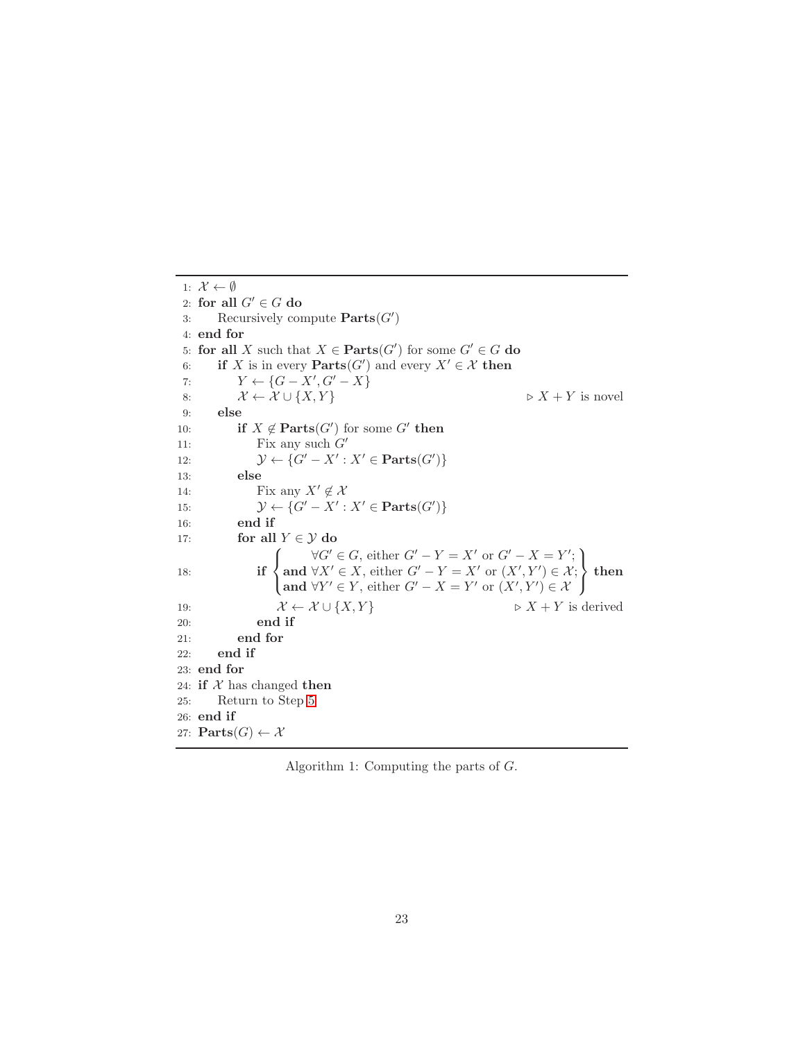1: $\mathcal{X} \leftarrow \emptyset$
2: **for all** $G' \in G$ **do**
3: Recursively compute $\mathbf{Parts}(G')$
4: **end for**
5: **for all** $X$ such that $X \in \mathbf{Parts}(G')$ for some $G' \in G$ **do**
6: **if** $X$ is in every $\mathbf{Parts}(G')$ and every $X' \in \mathcal{X}$ **then**
7: $Y \leftarrow \{G - X', G' - X\}$
8: $\mathcal{X} \leftarrow \mathcal{X} \cup \{X, Y\}$ ▷ $X + Y$ is novel
9: **else**
10: **if** $X \notin \mathbf{Parts}(G')$ for some $G'$ **then**
11: Fix any such $G'$
12: $\mathcal{Y} \leftarrow \{G' - X' : X' \in \mathbf{Parts}(G')\}$
13: **else**
14: Fix any $X' \notin \mathcal{X}$
15: $\mathcal{Y} \leftarrow \{G' - X' : X' \in \mathbf{Parts}(G')\}$
16: **end if**
17: **for all** $Y \in \mathcal{Y}$ **do**
18: **if** $\left\{ \begin{array}{l} \forall G' \in G, \text{ either } G' - Y = X' \text{ or } G' - X = Y'; \\ \textbf{and } \forall X' \in X, \text{ either } G' - Y = X' \text{ or } (X', Y') \in \mathcal{X}; \\ \textbf{and } \forall Y' \in Y, \text{ either } G' - X = Y' \text{ or } (X', Y') \in \mathcal{X} \end{array} \right\}$ **then**
19: $\mathcal{X} \leftarrow \mathcal{X} \cup \{X, Y\}$ ▷ $X + Y$ is derived
20: **end if**
21: **end for**
22: **end if**
23: **end for**
24: **if** $\mathcal{X}$ has changed **then**
25: Return to Step 5
26: **end if**
27: $\mathbf{Parts}(G) \leftarrow \mathcal{X}$

Algorithm 1: Computing the parts of $G$.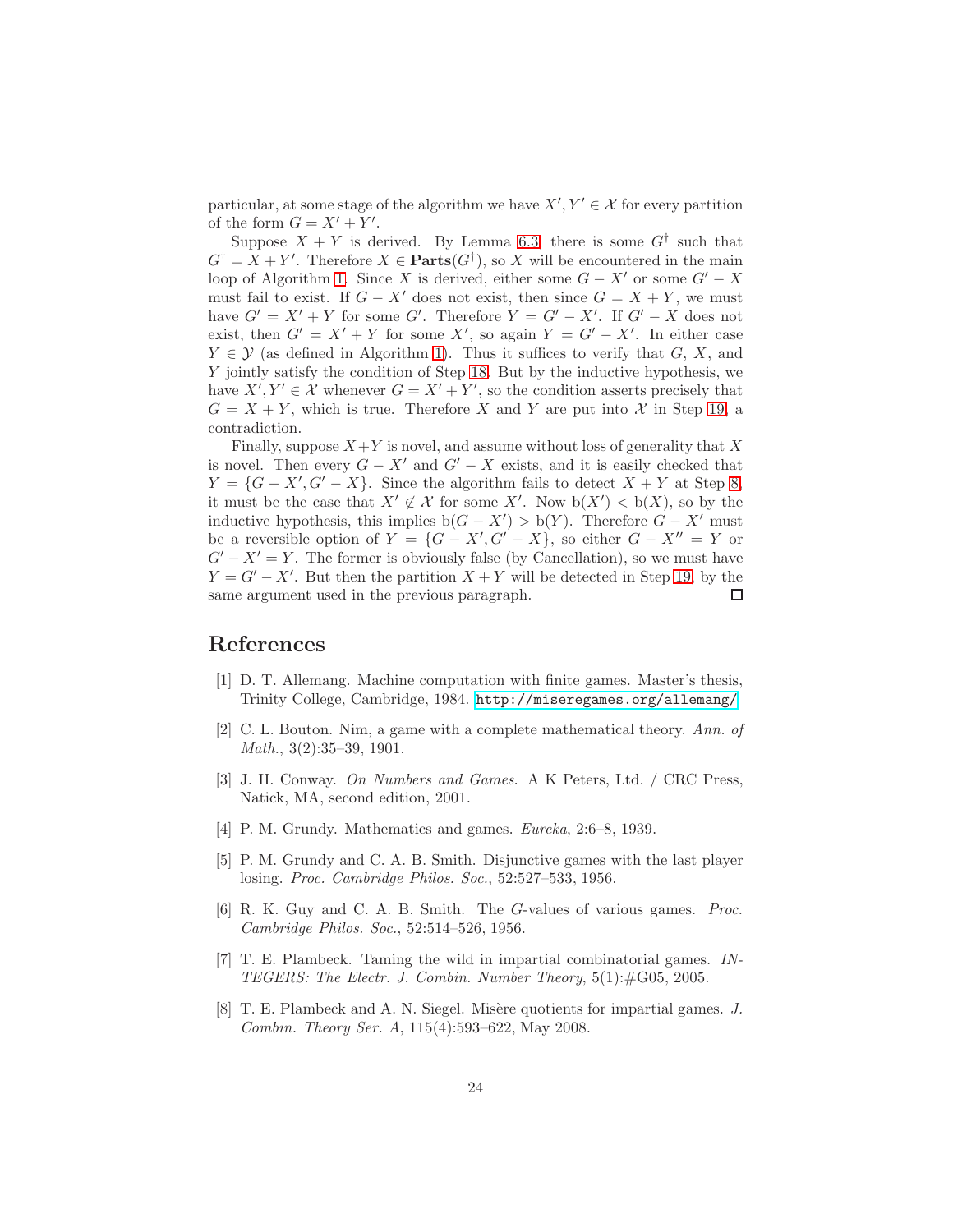particular, at some stage of the algorithm we have $X', Y' \in \mathcal{X}$ for every partition of the form $G = X' + Y'$.

Suppose $X + Y$ is derived. By Lemma 6.3, there is some $G^\dagger$ such that $G^\dagger = X + Y'$. Therefore $X \in \mathbf{Parts}(G^\dagger)$, so $X$ will be encountered in the main loop of Algorithm 1. Since $X$ is derived, either some $G - X'$ or some $G' - X$ must fail to exist. If $G - X'$ does not exist, then since $G = X + Y$, we must have $G' = X' + Y$ for some $G'$. Therefore $Y = G' - X'$. If $G' - X$ does not exist, then $G' = X' + Y$ for some $X'$, so again $Y = G' - X'$. In either case $Y \in \mathcal{Y}$ (as defined in Algorithm 1). Thus it suffices to verify that $G$, $X$, and $Y$ jointly satisfy the condition of Step 18. But by the inductive hypothesis, we have $X', Y' \in \mathcal{X}$ whenever $G = X' + Y'$, so the condition asserts precisely that $G = X + Y$, which is true. Therefore $X$ and $Y$ are put into $\mathcal{X}$ in Step 19, a contradiction.

Finally, suppose $X+Y$ is novel, and assume without loss of generality that $X$ is novel. Then every $G - X'$ and $G' - X$ exists, and it is easily checked that $Y = \{G - X', G' - X\}$. Since the algorithm fails to detect $X + Y$ at Step 8, it must be the case that $X' \notin \mathcal{X}$ for some $X'$. Now $\mathrm{b}(X') < \mathrm{b}(X)$, so by the inductive hypothesis, this implies $\mathrm{b}(G - X') > \mathrm{b}(Y)$. Therefore $G - X'$ must be a reversible option of $Y = \{G - X', G' - X\}$, so either $G - X'' = Y$ or $G' - X' = Y$. The former is obviously false (by Cancellation), so we must have $Y = G' - X'$. But then the partition $X + Y$ will be detected in Step 19, by the same argument used in the previous paragraph. ☐

## References

[1] D. T. Allemang. Machine computation with finite games. Master's thesis, Trinity College, Cambridge, 1984. http://miseregames.org/allemang/.

[2] C. L. Bouton. Nim, a game with a complete mathematical theory. *Ann. of Math.*, 3(2):35–39, 1901.

[3] J. H. Conway. *On Numbers and Games*. A K Peters, Ltd. / CRC Press, Natick, MA, second edition, 2001.

[4] P. M. Grundy. Mathematics and games. *Eureka*, 2:6–8, 1939.

[5] P. M. Grundy and C. A. B. Smith. Disjunctive games with the last player losing. *Proc. Cambridge Philos. Soc.*, 52:527–533, 1956.

[6] R. K. Guy and C. A. B. Smith. The *G*-values of various games. *Proc. Cambridge Philos. Soc.*, 52:514–526, 1956.

[7] T. E. Plambeck. Taming the wild in impartial combinatorial games. *INTEGERS: The Electr. J. Combin. Number Theory*, 5(1):#G05, 2005.

[8] T. E. Plambeck and A. N. Siegel. Misère quotients for impartial games. *J. Combin. Theory Ser. A*, 115(4):593–622, May 2008.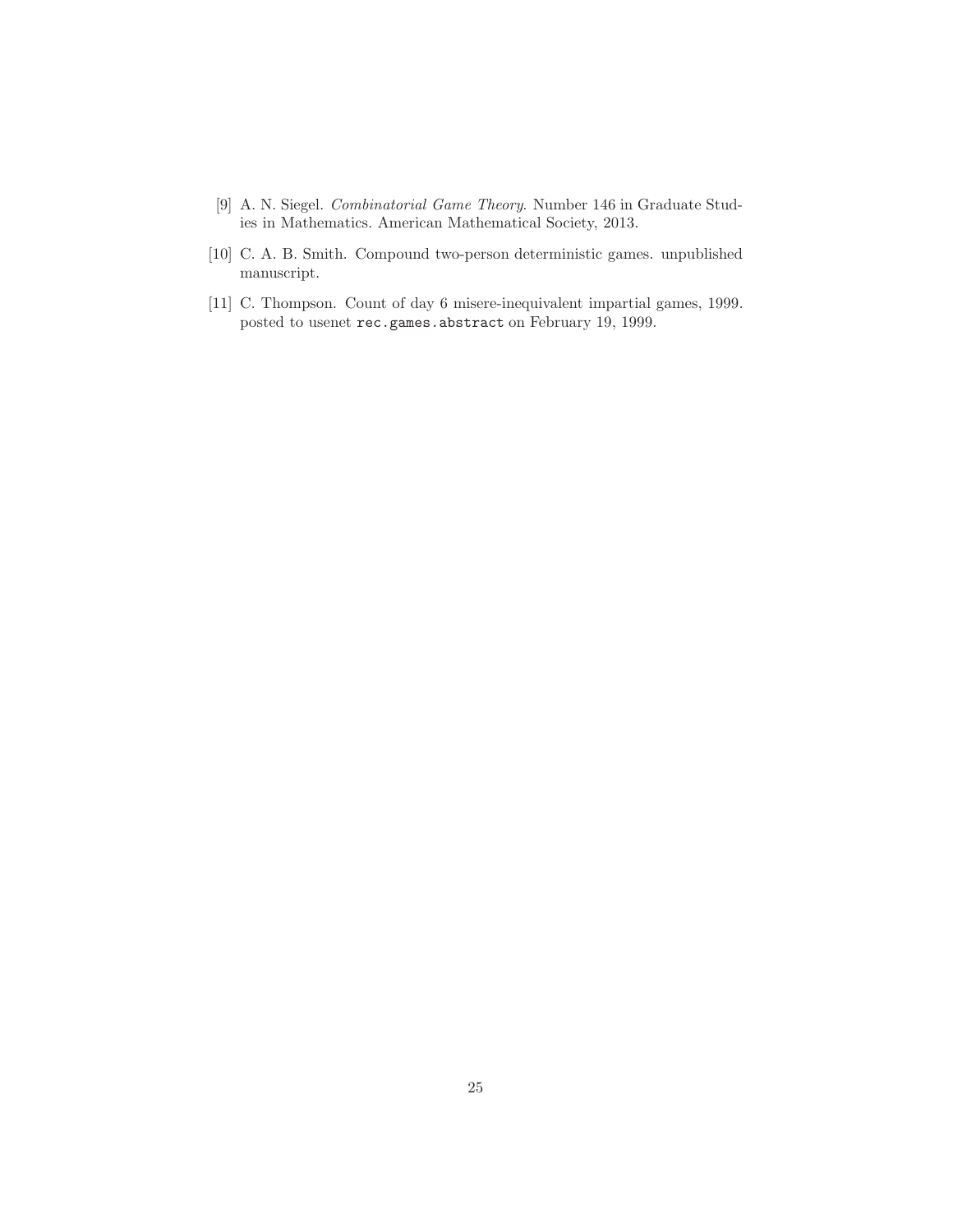[9] A. N. Siegel. *Combinatorial Game Theory*. Number 146 in Graduate Studies in Mathematics. American Mathematical Society, 2013.

[10] C. A. B. Smith. Compound two-person deterministic games. unpublished manuscript.

[11] C. Thompson. Count of day 6 misere-inequivalent impartial games, 1999. posted to usenet `rec.games.abstract` on February 19, 1999.